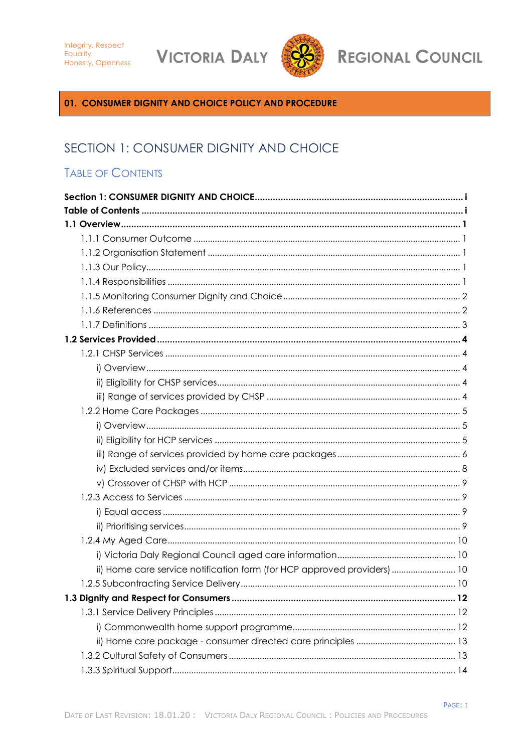Integrity, Respect
Equality
Honesty, Openness

VICTORIA DALY REGIONAL COUNCIL

**01. CONSUMER DIGNITY AND CHOICE POLICY AND PROCEDURE**

# SECTION 1: CONSUMER DIGNITY AND CHOICE

## TABLE OF CONTENTS

**Section 1: CONSUMER DIGNITY AND CHOICE** ..... i
**Table of Contents** ..... i
**1.1 Overview** ..... 1
- 1.1.1 Consumer Outcome ..... 1
- 1.1.2 Organisation Statement ..... 1
- 1.1.3 Our Policy ..... 1
- 1.1.4 Responsibilities ..... 1
- 1.1.5 Monitoring Consumer Dignity and Choice ..... 2
- 1.1.6 References ..... 2
- 1.1.7 Definitions ..... 3

**1.2 Services Provided** ..... 4
- 1.2.1 CHSP Services ..... 4
  - i) Overview ..... 4
  - ii) Eligibility for CHSP services ..... 4
  - iii) Range of services provided by CHSP ..... 4
- 1.2.2 Home Care Packages ..... 5
  - i) Overview ..... 5
  - ii) Eligibility for HCP services ..... 5
  - iii) Range of services provided by home care packages ..... 6
  - iv) Excluded services and/or items ..... 8
  - v) Crossover of CHSP with HCP ..... 9
- 1.2.3 Access to Services ..... 9
  - i) Equal access ..... 9
  - ii) Prioritising services ..... 9
- 1.2.4 My Aged Care ..... 10
  - i) Victoria Daly Regional Council aged care information ..... 10
  - ii) Home care service notification form (for HCP approved providers) ..... 10
- 1.2.5 Subcontracting Service Delivery ..... 10

**1.3 Dignity and Respect for Consumers** ..... 12
- 1.3.1 Service Delivery Principles ..... 12
  - i) Commonwealth home support programme ..... 12
  - ii) Home care package - consumer directed care principles ..... 13
- 1.3.2 Cultural Safety of Consumers ..... 13
- 1.3.3 Spiritual Support ..... 14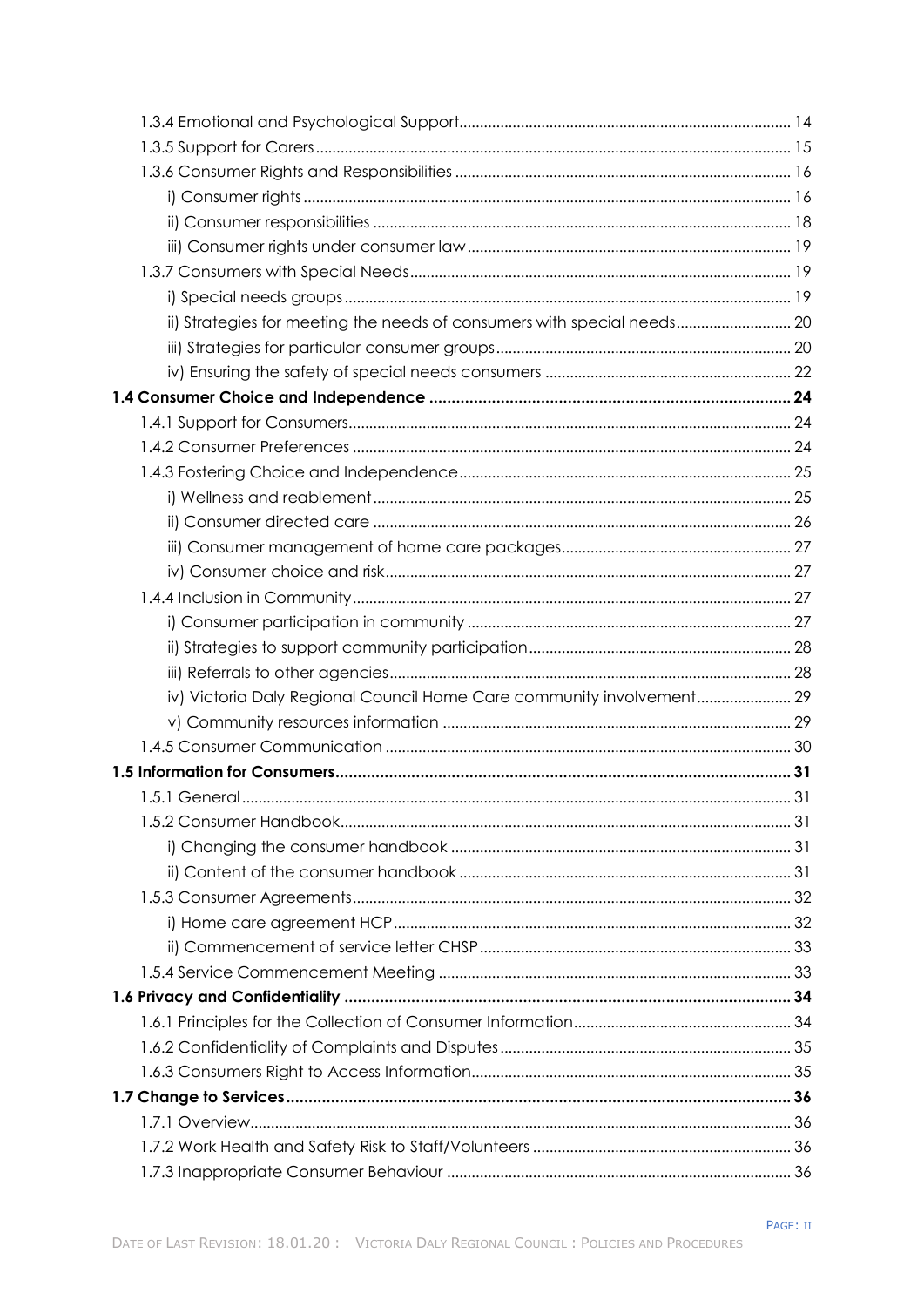1.3.4 Emotional and Psychological Support ........ 14
1.3.5 Support for Carers ........ 15
1.3.6 Consumer Rights and Responsibilities ........ 16
i) Consumer rights ........ 16
ii) Consumer responsibilities ........ 18
iii) Consumer rights under consumer law ........ 19
1.3.7 Consumers with Special Needs ........ 19
i) Special needs groups ........ 19
ii) Strategies for meeting the needs of consumers with special needs ........ 20
iii) Strategies for particular consumer groups ........ 20
iv) Ensuring the safety of special needs consumers ........ 22

**1.4 Consumer Choice and Independence ........ 24**

1.4.1 Support for Consumers ........ 24
1.4.2 Consumer Preferences ........ 24
1.4.3 Fostering Choice and Independence ........ 25
i) Wellness and reablement ........ 25
ii) Consumer directed care ........ 26
iii) Consumer management of home care packages ........ 27
iv) Consumer choice and risk ........ 27
1.4.4 Inclusion in Community ........ 27
i) Consumer participation in community ........ 27
ii) Strategies to support community participation ........ 28
iii) Referrals to other agencies ........ 28
iv) Victoria Daly Regional Council Home Care community involvement ........ 29
v) Community resources information ........ 29
1.4.5 Consumer Communication ........ 30

**1.5 Information for Consumers ........ 31**

1.5.1 General ........ 31
1.5.2 Consumer Handbook ........ 31
i) Changing the consumer handbook ........ 31
ii) Content of the consumer handbook ........ 31
1.5.3 Consumer Agreements ........ 32
i) Home care agreement HCP ........ 32
ii) Commencement of service letter CHSP ........ 33
1.5.4 Service Commencement Meeting ........ 33

**1.6 Privacy and Confidentiality ........ 34**

1.6.1 Principles for the Collection of Consumer Information ........ 34
1.6.2 Confidentiality of Complaints and Disputes ........ 35
1.6.3 Consumers Right to Access Information ........ 35

**1.7 Change to Services ........ 36**

1.7.1 Overview ........ 36
1.7.2 Work Health and Safety Risk to Staff/Volunteers ........ 36
1.7.3 Inappropriate Consumer Behaviour ........ 36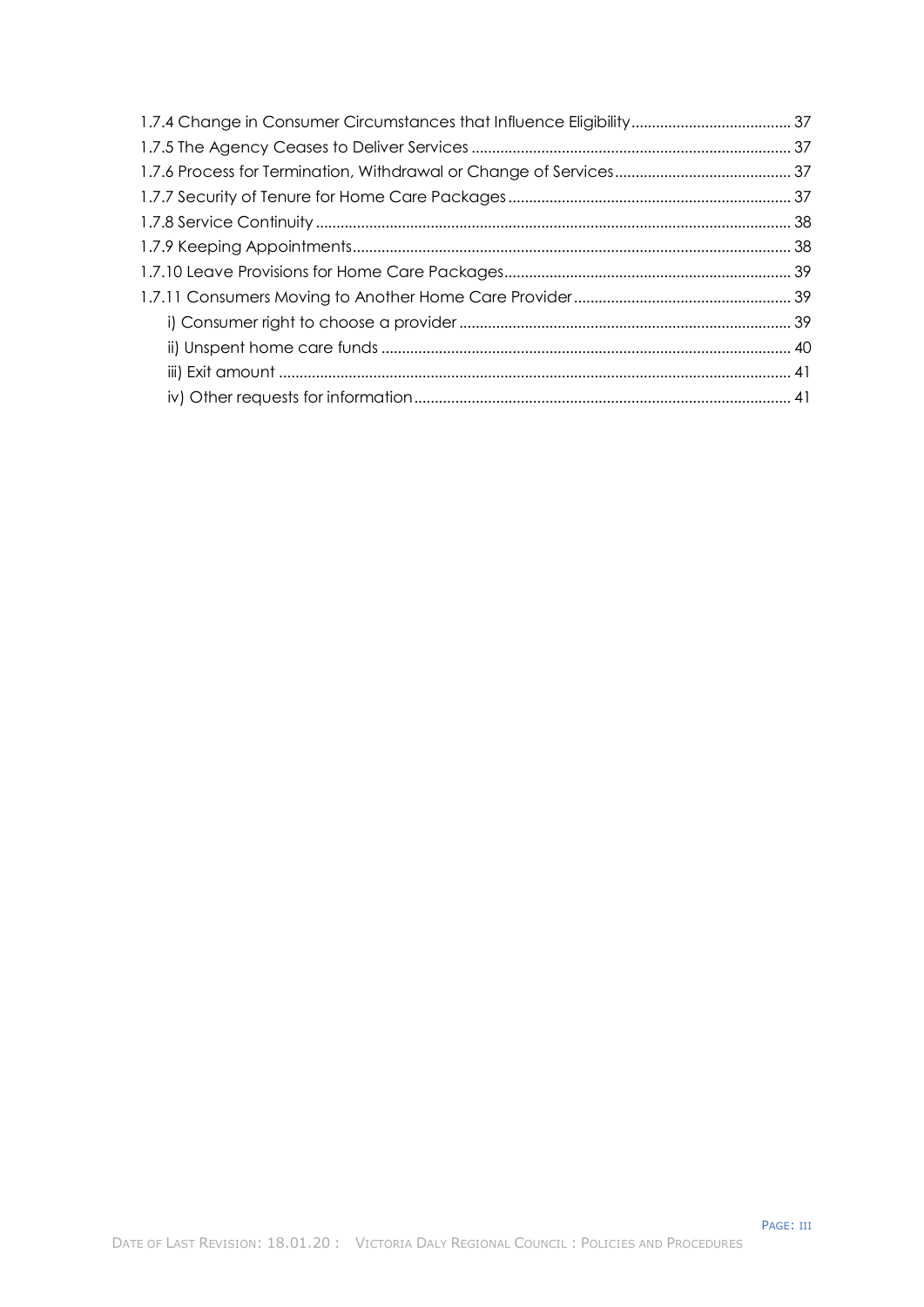1.7.4 Change in Consumer Circumstances that Influence Eligibility ....................................... 37
1.7.5 The Agency Ceases to Deliver Services ............................................................................. 37
1.7.6 Process for Termination, Withdrawal or Change of Services ........................................... 37
1.7.7 Security of Tenure for Home Care Packages ..................................................................... 37
1.7.8 Service Continuity ................................................................................................................... 38
1.7.9 Keeping Appointments .......................................................................................................... 38
1.7.10 Leave Provisions for Home Care Packages ...................................................................... 39
1.7.11 Consumers Moving to Another Home Care Provider ..................................................... 39
    i) Consumer right to choose a provider ................................................................................ 39
    ii) Unspent home care funds ................................................................................................... 40
    iii) Exit amount ............................................................................................................................ 41
    iv) Other requests for information ........................................................................................... 41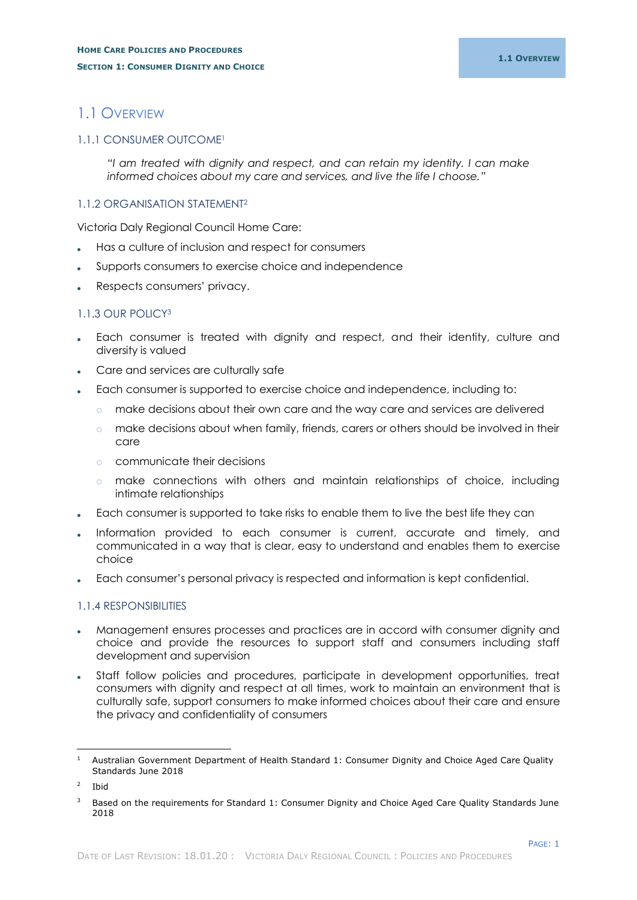# 1.1 Overview

## 1.1.1 Consumer Outcome[1]

*"I am treated with dignity and respect, and can retain my identity. I can make informed choices about my care and services, and live the life I choose."*

## 1.1.2 Organisation Statement[2]

Victoria Daly Regional Council Home Care:

- Has a culture of inclusion and respect for consumers
- Supports consumers to exercise choice and independence
- Respects consumers' privacy.

## 1.1.3 Our Policy[3]

- Each consumer is treated with dignity and respect, and their identity, culture and diversity is valued
- Care and services are culturally safe
- Each consumer is supported to exercise choice and independence, including to:
  - make decisions about their own care and the way care and services are delivered
  - make decisions about when family, friends, carers or others should be involved in their care
  - communicate their decisions
  - make connections with others and maintain relationships of choice, including intimate relationships
- Each consumer is supported to take risks to enable them to live the best life they can
- Information provided to each consumer is current, accurate and timely, and communicated in a way that is clear, easy to understand and enables them to exercise choice
- Each consumer's personal privacy is respected and information is kept confidential.

## 1.1.4 Responsibilities

- Management ensures processes and practices are in accord with consumer dignity and choice and provide the resources to support staff and consumers including staff development and supervision
- Staff follow policies and procedures, participate in development opportunities, treat consumers with dignity and respect at all times, work to maintain an environment that is culturally safe, support consumers to make informed choices about their care and ensure the privacy and confidentiality of consumers

---

[1] Australian Government Department of Health Standard 1: Consumer Dignity and Choice Aged Care Quality Standards June 2018

[2] Ibid

[3] Based on the requirements for Standard 1: Consumer Dignity and Choice Aged Care Quality Standards June 2018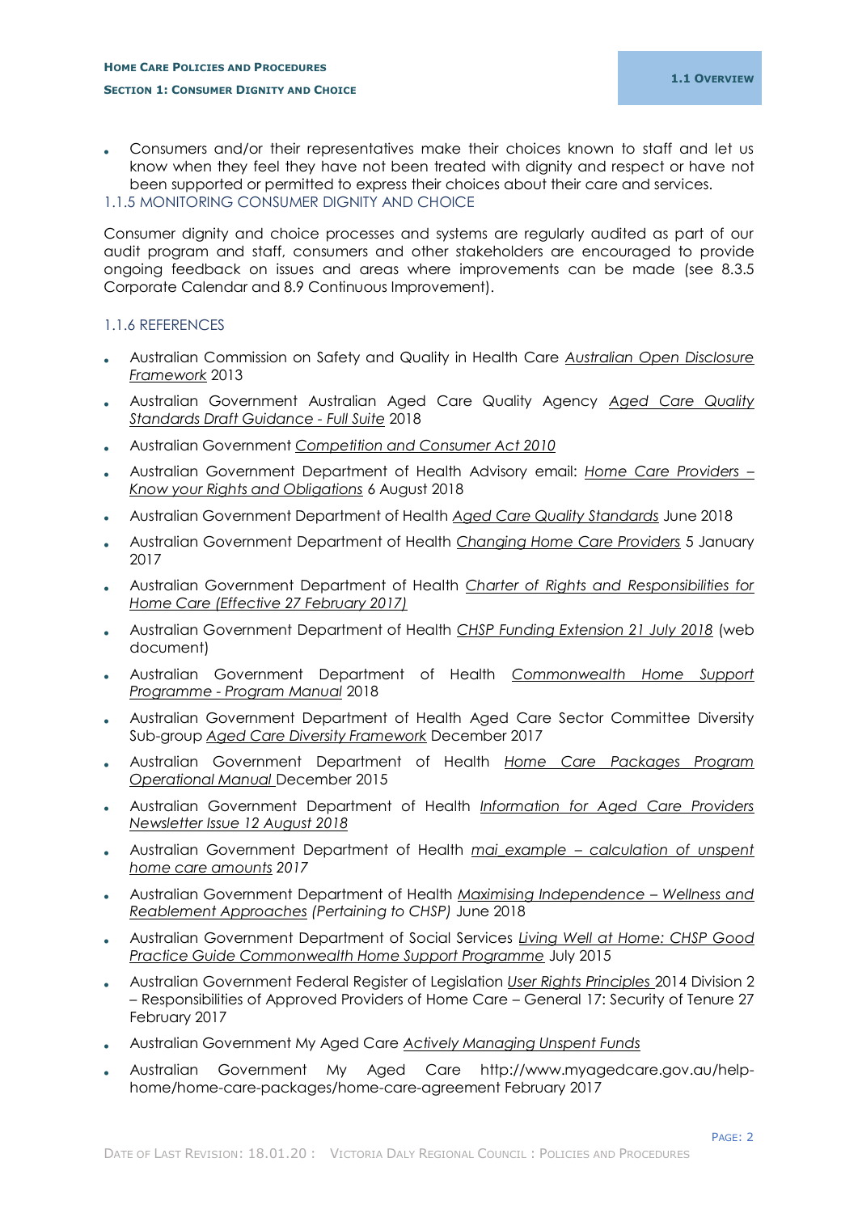- Consumers and/or their representatives make their choices known to staff and let us know when they feel they have not been treated with dignity and respect or have not been supported or permitted to express their choices about their care and services.

### 1.1.5 MONITORING CONSUMER DIGNITY AND CHOICE

Consumer dignity and choice processes and systems are regularly audited as part of our audit program and staff, consumers and other stakeholders are encouraged to provide ongoing feedback on issues and areas where improvements can be made (see 8.3.5 Corporate Calendar and 8.9 Continuous Improvement).

### 1.1.6 REFERENCES

- Australian Commission on Safety and Quality in Health Care *Australian Open Disclosure Framework* 2013
- Australian Government Australian Aged Care Quality Agency *Aged Care Quality Standards Draft Guidance - Full Suite* 2018
- Australian Government *Competition and Consumer Act 2010*
- Australian Government Department of Health Advisory email: *Home Care Providers – Know your Rights and Obligations* 6 August 2018
- Australian Government Department of Health *Aged Care Quality Standards* June 2018
- Australian Government Department of Health *Changing Home Care Providers* 5 January 2017
- Australian Government Department of Health *Charter of Rights and Responsibilities for Home Care (Effective 27 February 2017)*
- Australian Government Department of Health *CHSP Funding Extension 21 July 2018* (web document)
- Australian Government Department of Health *Commonwealth Home Support Programme - Program Manual* 2018
- Australian Government Department of Health Aged Care Sector Committee Diversity Sub-group *Aged Care Diversity Framework* December 2017
- Australian Government Department of Health *Home Care Packages Program Operational Manual* December 2015
- Australian Government Department of Health *Information for Aged Care Providers Newsletter Issue 12 August 2018*
- Australian Government Department of Health *mai_example – calculation of unspent home care amounts 2017*
- Australian Government Department of Health *Maximising Independence – Wellness and Reablement Approaches (Pertaining to CHSP)* June 2018
- Australian Government Department of Social Services *Living Well at Home: CHSP Good Practice Guide Commonwealth Home Support Programme* July 2015
- Australian Government Federal Register of Legislation *User Rights Principles* 2014 Division 2 – Responsibilities of Approved Providers of Home Care – General 17: Security of Tenure 27 February 2017
- Australian Government My Aged Care *Actively Managing Unspent Funds*
- Australian Government My Aged Care http://www.myagedcare.gov.au/help-home/home-care-packages/home-care-agreement February 2017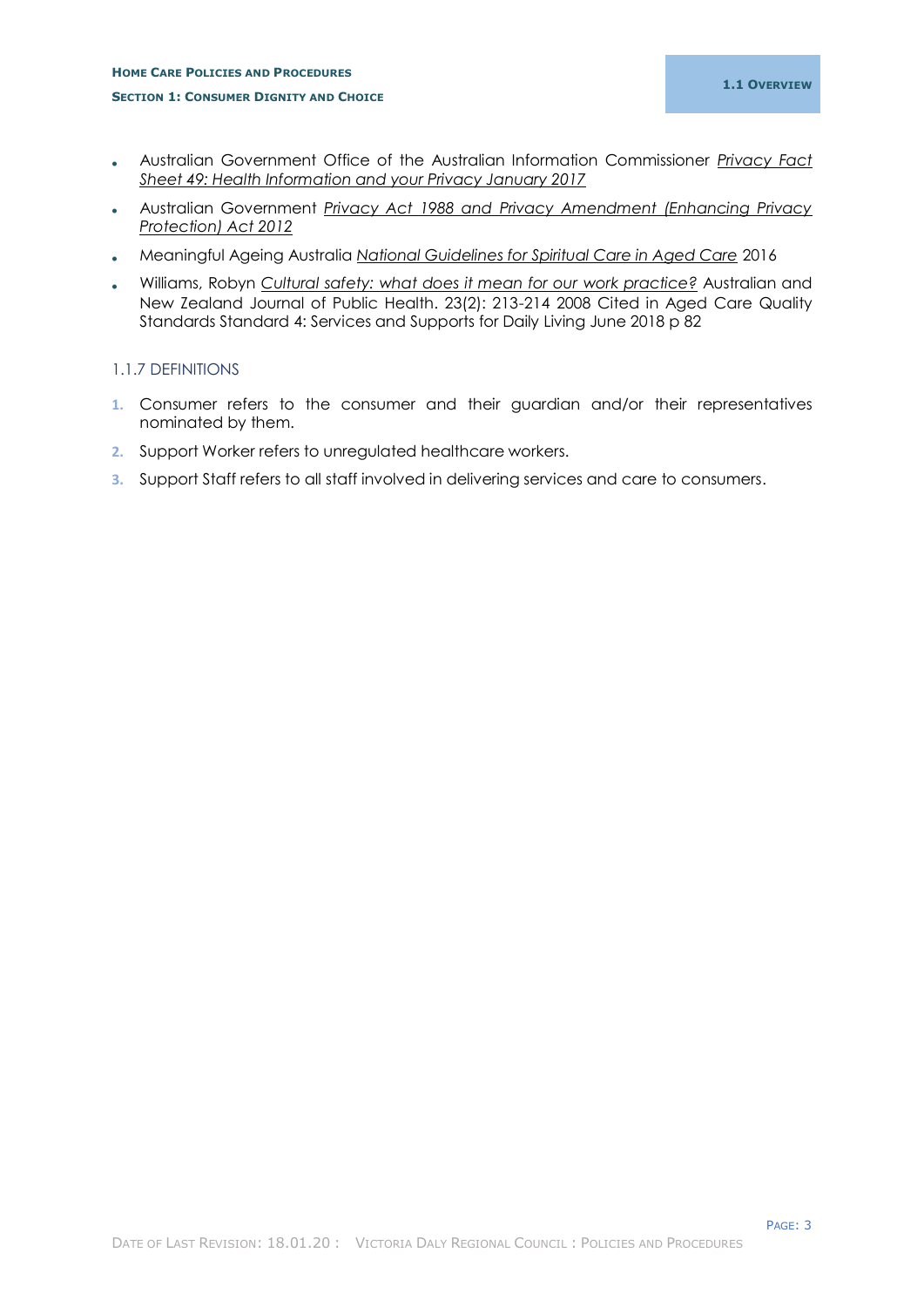- Australian Government Office of the Australian Information Commissioner *Privacy Fact Sheet 49: Health Information and your Privacy January 2017*
- Australian Government *Privacy Act 1988 and Privacy Amendment (Enhancing Privacy Protection) Act 2012*
- Meaningful Ageing Australia *National Guidelines for Spiritual Care in Aged Care* 2016
- Williams, Robyn *Cultural safety: what does it mean for our work practice?* Australian and New Zealand Journal of Public Health. 23(2): 213-214 2008 Cited in Aged Care Quality Standards Standard 4: Services and Supports for Daily Living June 2018 p 82

### 1.1.7 DEFINITIONS

1. Consumer refers to the consumer and their guardian and/or their representatives nominated by them.
2. Support Worker refers to unregulated healthcare workers.
3. Support Staff refers to all staff involved in delivering services and care to consumers.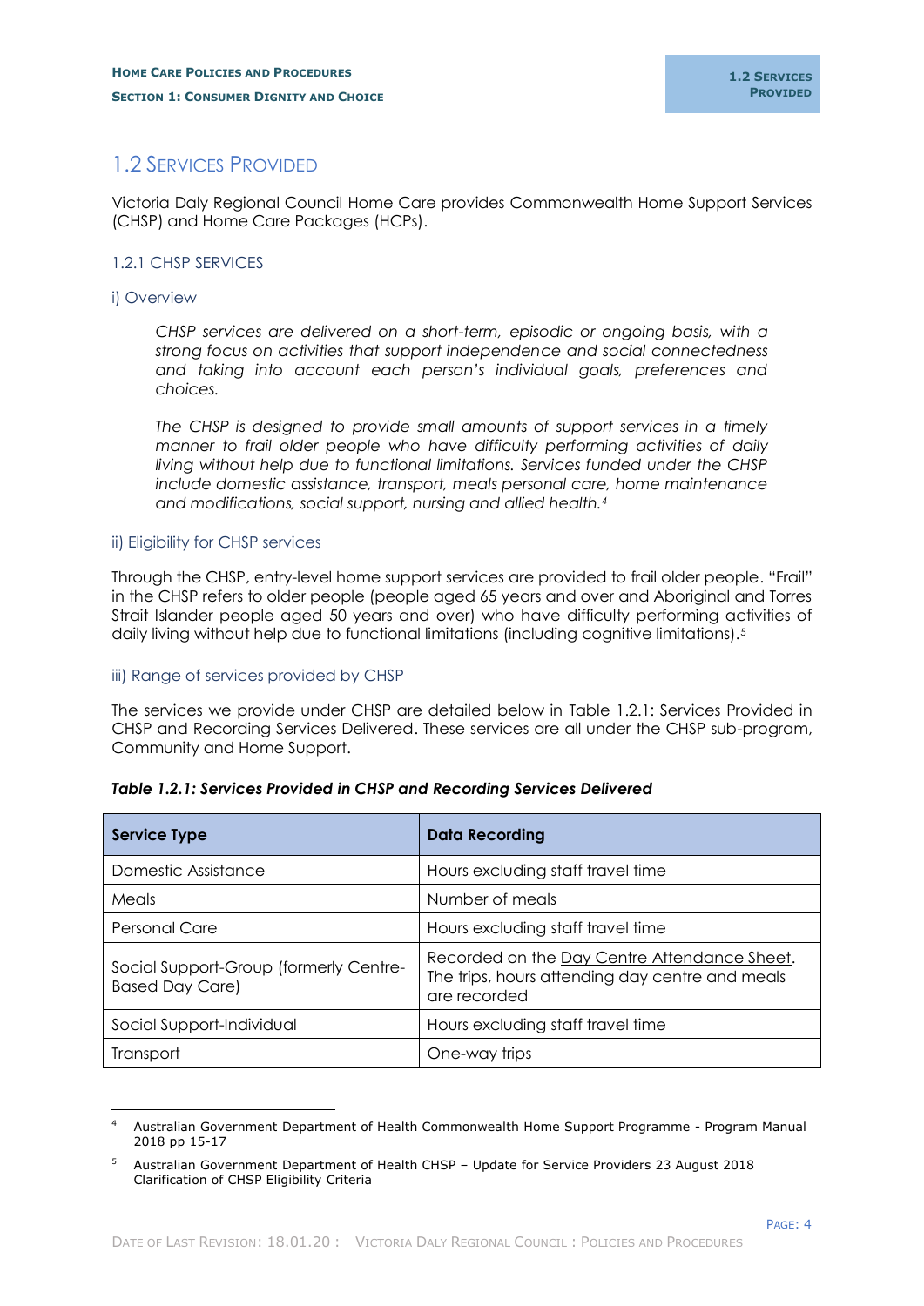# 1.2 Services Provided

Victoria Daly Regional Council Home Care provides Commonwealth Home Support Services (CHSP) and Home Care Packages (HCPs).

## 1.2.1 CHSP Services

### i) Overview

*CHSP services are delivered on a short-term, episodic or ongoing basis, with a strong focus on activities that support independence and social connectedness and taking into account each person's individual goals, preferences and choices.*

*The CHSP is designed to provide small amounts of support services in a timely manner to frail older people who have difficulty performing activities of daily living without help due to functional limitations. Services funded under the CHSP include domestic assistance, transport, meals personal care, home maintenance and modifications, social support, nursing and allied health.*[4]

### ii) Eligibility for CHSP services

Through the CHSP, entry-level home support services are provided to frail older people. "Frail" in the CHSP refers to older people (people aged 65 years and over and Aboriginal and Torres Strait Islander people aged 50 years and over) who have difficulty performing activities of daily living without help due to functional limitations (including cognitive limitations).[5]

### iii) Range of services provided by CHSP

The services we provide under CHSP are detailed below in Table 1.2.1: Services Provided in CHSP and Recording Services Delivered. These services are all under the CHSP sub-program, Community and Home Support.

***Table 1.2.1: Services Provided in CHSP and Recording Services Delivered***

| Service Type | Data Recording |
|---|---|
| Domestic Assistance | Hours excluding staff travel time |
| Meals | Number of meals |
| Personal Care | Hours excluding staff travel time |
| Social Support-Group (formerly Centre-Based Day Care) | Recorded on the Day Centre Attendance Sheet. The trips, hours attending day centre and meals are recorded |
| Social Support-Individual | Hours excluding staff time |
| Transport | One-way trips |

---

[4] Australian Government Department of Health Commonwealth Home Support Programme - Program Manual 2018 pp 15-17

[5] Australian Government Department of Health CHSP – Update for Service Providers 23 August 2018 Clarification of CHSP Eligibility Criteria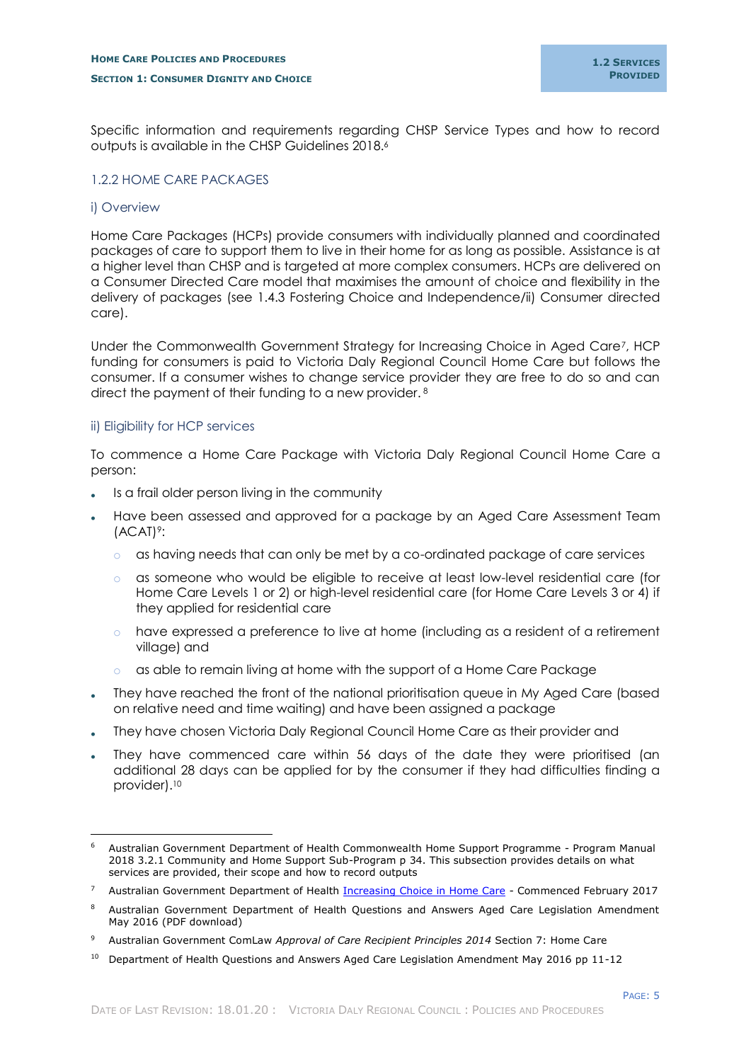Specific information and requirements regarding CHSP Service Types and how to record outputs is available in the CHSP Guidelines 2018.[6]

### 1.2.2 HOME CARE PACKAGES

#### i) Overview

Home Care Packages (HCPs) provide consumers with individually planned and coordinated packages of care to support them to live in their home for as long as possible. Assistance is at a higher level than CHSP and is targeted at more complex consumers. HCPs are delivered on a Consumer Directed Care model that maximises the amount of choice and flexibility in the delivery of packages (see 1.4.3 Fostering Choice and Independence/ii) Consumer directed care).

Under the Commonwealth Government Strategy for Increasing Choice in Aged Care[7], HCP funding for consumers is paid to Victoria Daly Regional Council Home Care but follows the consumer. If a consumer wishes to change service provider they are free to do so and can direct the payment of their funding to a new provider.[8]

#### ii) Eligibility for HCP services

To commence a Home Care Package with Victoria Daly Regional Council Home Care a person:

- Is a frail older person living in the community
- Have been assessed and approved for a package by an Aged Care Assessment Team (ACAT)[9]:
  - as having needs that can only be met by a co-ordinated package of care services
  - as someone who would be eligible to receive at least low-level residential care (for Home Care Levels 1 or 2) or high-level residential care (for Home Care Levels 3 or 4) if they applied for residential care
  - have expressed a preference to live at home (including as a resident of a retirement village) and
  - as able to remain living at home with the support of a Home Care Package
- They have reached the front of the national prioritisation queue in My Aged Care (based on relative need and time waiting) and have been assigned a package
- They have chosen Victoria Daly Regional Council Home Care as their provider and
- They have commenced care within 56 days of the date they were prioritised (an additional 28 days can be applied for by the consumer if they had difficulties finding a provider).[10]

---

[6] Australian Government Department of Health Commonwealth Home Support Programme - Program Manual 2018 3.2.1 Community and Home Support Sub-Program p 34. This subsection provides details on what services are provided, their scope and how to record outputs

[7] Australian Government Department of Health Increasing Choice in Home Care - Commenced February 2017

[8] Australian Government Department of Health Questions and Answers Aged Care Legislation Amendment May 2016 (PDF download)

[9] Australian Government ComLaw *Approval of Care Recipient Principles 2014* Section 7: Home Care

[10] Department of Health Questions and Answers Aged Care Legislation Amendment May 2016 pp 11-12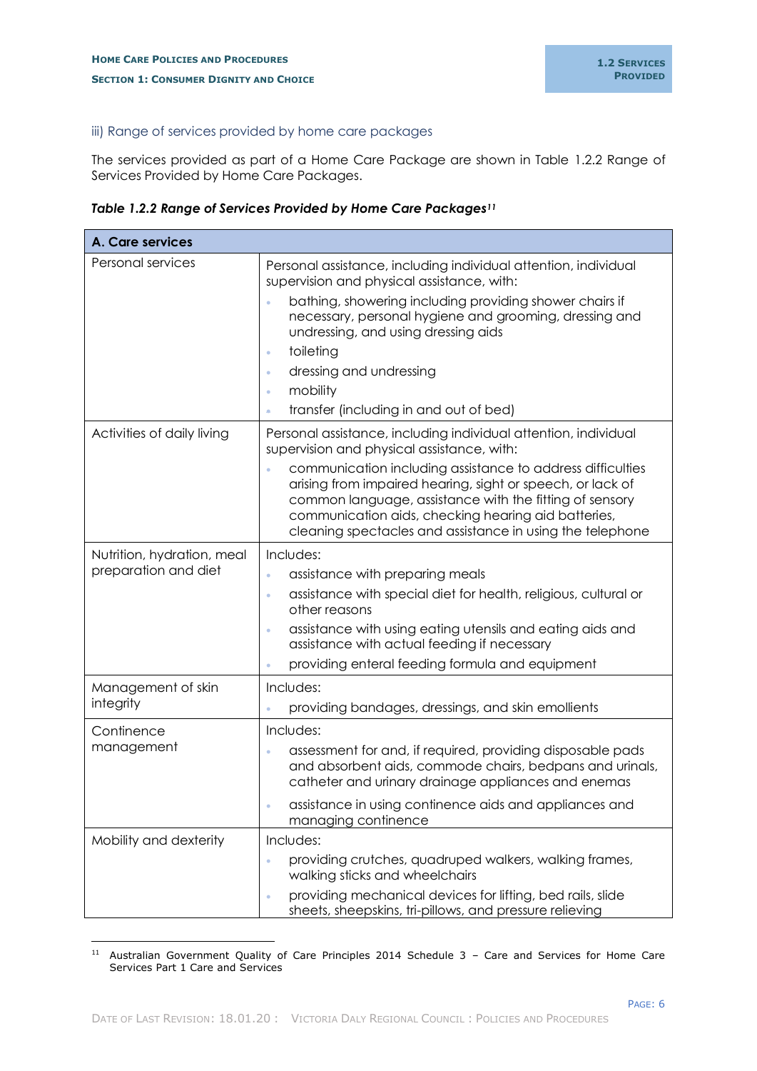### iii) Range of services provided by home care packages

The services provided as part of a Home Care Package are shown in Table 1.2.2 Range of Services Provided by Home Care Packages.

***Table 1.2.2 Range of Services Provided by Home Care Packages[11]***

| **A. Care services** | |
|---|---|
| Personal services | Personal assistance, including individual attention, individual supervision and physical assistance, with:<br>• bathing, showering including providing shower chairs if necessary, personal hygiene and grooming, dressing and undressing, and using dressing aids<br>• toileting<br>• dressing and undressing<br>• mobility<br>• transfer (including in and out of bed) |
| Activities of daily living | Personal assistance, including individual attention, individual supervision and physical assistance, with:<br>• communication including assistance to address difficulties arising from impaired hearing, sight or speech, or lack of common language, assistance with the fitting of sensory communication aids, checking hearing aid batteries, cleaning spectacles and assistance in using the telephone |
| Nutrition, hydration, meal preparation and diet | Includes:<br>• assistance with preparing meals<br>• assistance with special diet for health, religious, cultural or other reasons<br>• assistance with using eating utensils and eating aids and assistance with actual feeding if necessary<br>• providing enteral feeding formula and equipment |
| Management of skin integrity | Includes:<br>• providing bandages, dressings, and skin emollients |
| Continence management | Includes:<br>• assessment for and, if required, providing disposable pads and absorbent aids, commode chairs, bedpans and urinals, catheter and urinary drainage appliances and enemas<br>• assistance in using continence aids and appliances and managing continence |
| Mobility and dexterity | Includes:<br>• providing crutches, quadruped walkers, walking frames, walking sticks and wheelchairs<br>• providing mechanical devices for lifting, bed rails, slide sheets, sheepskins, tri-pillows, and pressure relieving |

[11] Australian Government Quality of Care Principles 2014 Schedule 3 – Care and Services for Home Care Services Part 1 Care and Services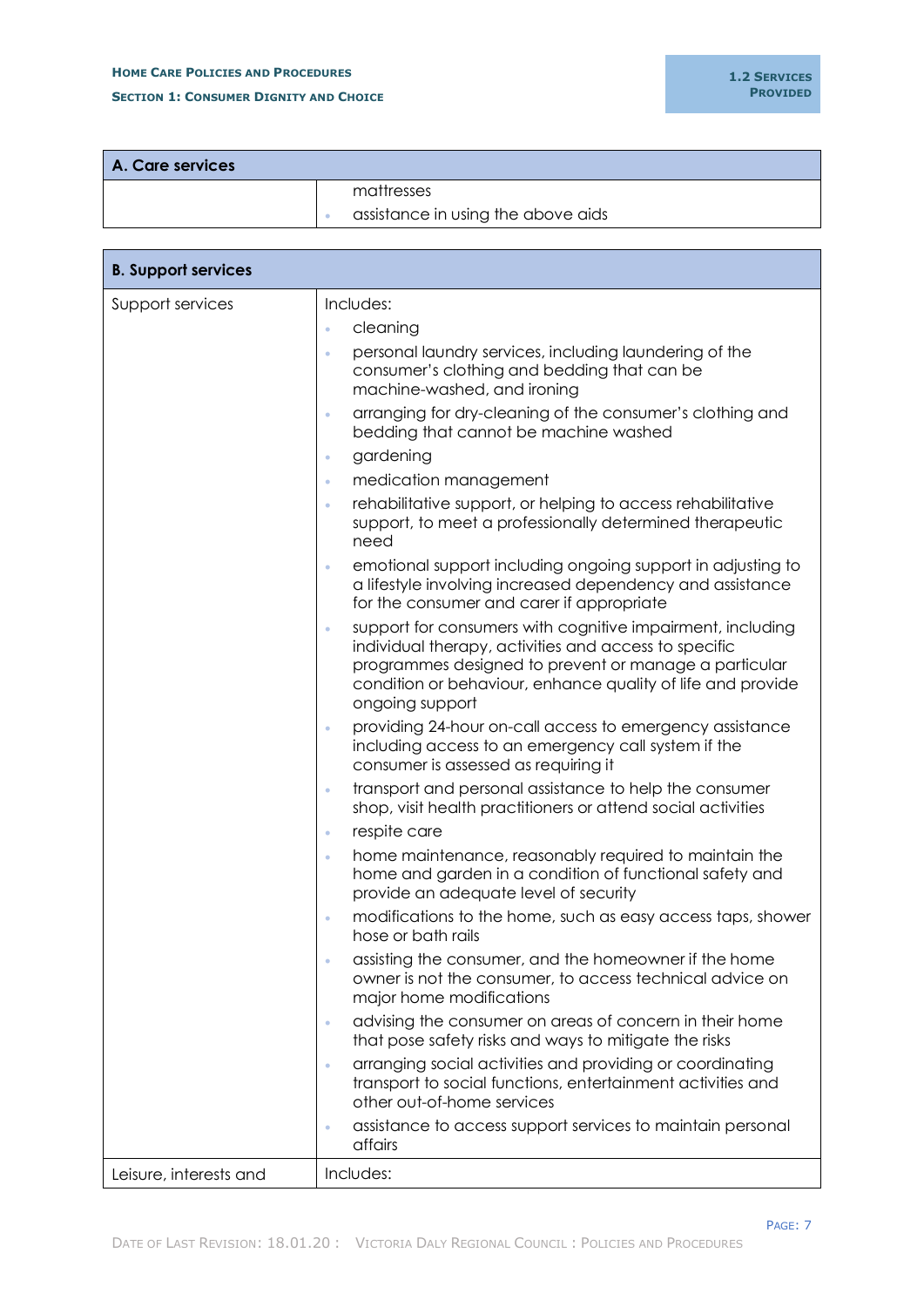| A. Care services | |
| --- | --- |
| | mattresses<br>• assistance in using the above aids |

| B. Support services | |
| --- | --- |
| Support services | Includes:<br>• cleaning<br>• personal laundry services, including laundering of the consumer's clothing and bedding that can be machine-washed, and ironing<br>• arranging for dry-cleaning of the consumer's clothing and bedding that cannot be machine washed<br>• gardening<br>• medication management<br>• rehabilitative support, or helping to access rehabilitative support, to meet a professionally determined therapeutic need<br>• emotional support including ongoing support in adjusting to a lifestyle involving increased dependency and assistance for the consumer and carer if appropriate<br>• support for consumers with cognitive impairment, including individual therapy, activities and access to specific programmes designed to prevent or manage a particular condition or behaviour, enhance quality of life and provide ongoing support<br>• providing 24-hour on-call access to emergency assistance including access to an emergency call system if the consumer is assessed as requiring it<br>• transport and personal assistance to help the consumer shop, visit health practitioners or attend social activities<br>• respite care<br>• home maintenance, reasonably required to maintain the home and garden in a condition of functional safety and provide an adequate level of security<br>• modifications to the home, such as easy access taps, shower hose or bath rails<br>• assisting the consumer, and the homeowner if the home owner is not the consumer, to access technical advice on major home modifications<br>• advising the consumer on areas of concern in their home that pose safety risks and ways to mitigate the risks<br>• arranging social activities and providing or coordinating transport to social functions, entertainment activities and other out-of-home services<br>• assistance to access support services to maintain personal affairs |
| Leisure, interests and | Includes: |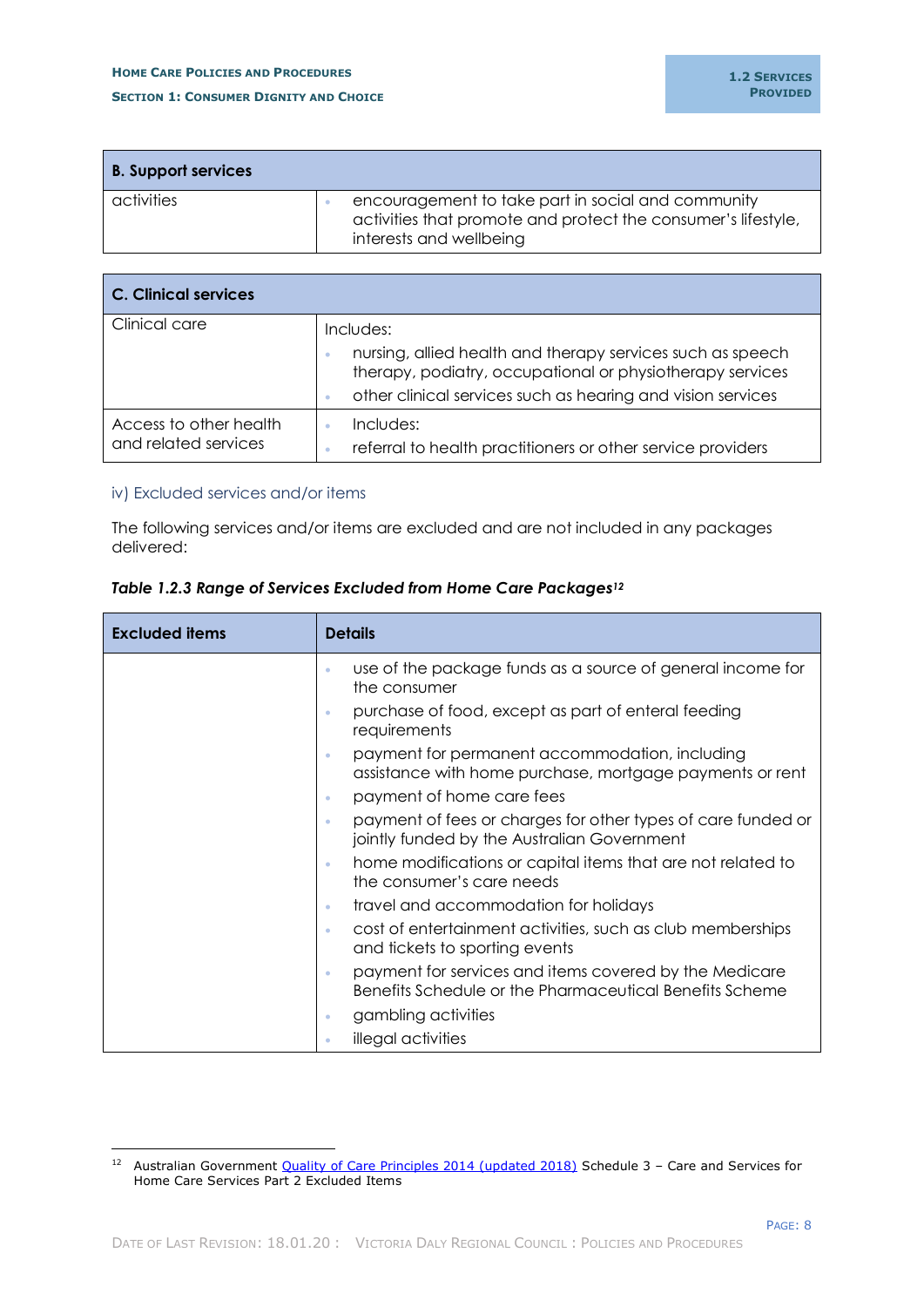| B. Support services | |
|---|---|
| activities | • encouragement to take part in social and community activities that promote and protect the consumer's lifestyle, interests and wellbeing |

| C. Clinical services | |
|---|---|
| Clinical care | Includes:<br>• nursing, allied health and therapy services such as speech therapy, podiatry, occupational or physiotherapy services<br>• other clinical services such as hearing and vision services |
| Access to other health and related services | • Includes:<br>• referral to health practitioners or other service providers |

### iv) Excluded services and/or items

The following services and/or items are excluded and are not included in any packages delivered:

***Table 1.2.3 Range of Services Excluded from Home Care Packages[12]***

| Excluded items | Details |
|---|---|
| | • use of the package funds as a source of general income for the consumer<br>• purchase of food, except as part of enteral feeding requirements<br>• payment for permanent accommodation, including assistance with home purchase, mortgage payments or rent<br>• payment of home care fees<br>• payment of fees or charges for other types of care funded or jointly funded by the Australian Government<br>• home modifications or capital items that are not related to the consumer's care needs<br>• travel and accommodation for holidays<br>• cost of entertainment activities, such as club memberships and tickets to sporting events<br>• payment for services and items covered by the Medicare Benefits Schedule or the Pharmaceutical Benefits Scheme<br>• gambling activities<br>• illegal activities |

[12] Australian Government Quality of Care Principles 2014 (updated 2018) Schedule 3 – Care and Services for Home Care Services Part 2 Excluded Items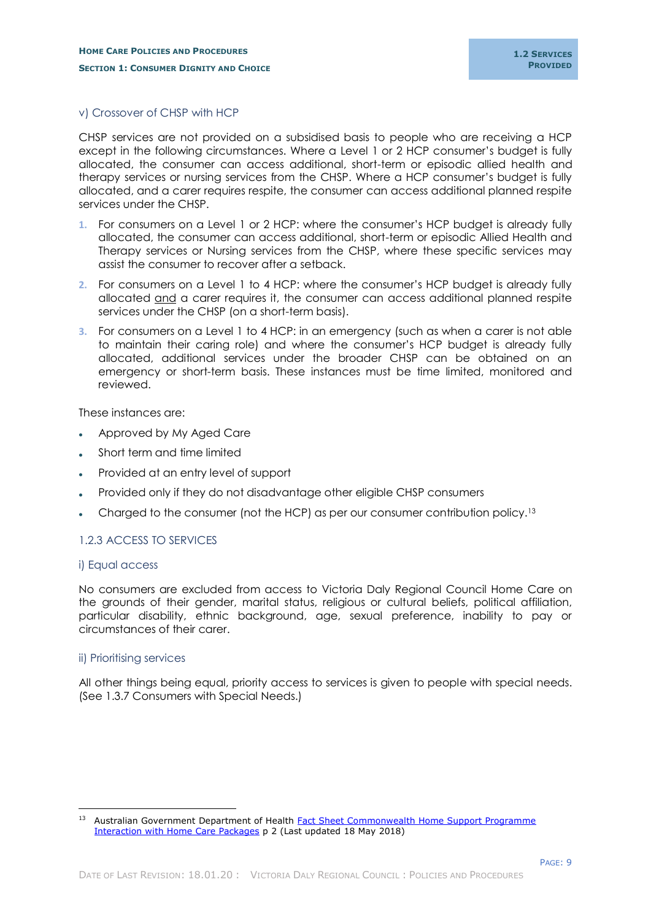### v) Crossover of CHSP with HCP

CHSP services are not provided on a subsidised basis to people who are receiving a HCP except in the following circumstances. Where a Level 1 or 2 HCP consumer's budget is fully allocated, the consumer can access additional, short-term or episodic allied health and therapy services or nursing services from the CHSP. Where a HCP consumer's budget is fully allocated, and a carer requires respite, the consumer can access additional planned respite services under the CHSP.

1. For consumers on a Level 1 or 2 HCP: where the consumer's HCP budget is already fully allocated, the consumer can access additional, short-term or episodic Allied Health and Therapy services or Nursing services from the CHSP, where these specific services may assist the consumer to recover after a setback.
2. For consumers on a Level 1 to 4 HCP: where the consumer's HCP budget is already fully allocated and a carer requires it, the consumer can access additional planned respite services under the CHSP (on a short-term basis).
3. For consumers on a Level 1 to 4 HCP: in an emergency (such as when a carer is not able to maintain their caring role) and where the consumer's HCP budget is already fully allocated, additional services under the broader CHSP can be obtained on an emergency or short-term basis. These instances must be time limited, monitored and reviewed.

These instances are:

- Approved by My Aged Care
- Short term and time limited
- Provided at an entry level of support
- Provided only if they do not disadvantage other eligible CHSP consumers
- Charged to the consumer (not the HCP) as per our consumer contribution policy.[13]

## 1.2.3 ACCESS TO SERVICES

### i) Equal access

No consumers are excluded from access to Victoria Daly Regional Council Home Care on the grounds of their gender, marital status, religious or cultural beliefs, political affiliation, particular disability, ethnic background, age, sexual preference, inability to pay or circumstances of their carer.

### ii) Prioritising services

All other things being equal, priority access to services is given to people with special needs. (See 1.3.7 Consumers with Special Needs.)

---

[13] Australian Government Department of Health Fact Sheet Commonwealth Home Support Programme Interaction with Home Care Packages p 2 (Last updated 18 May 2018)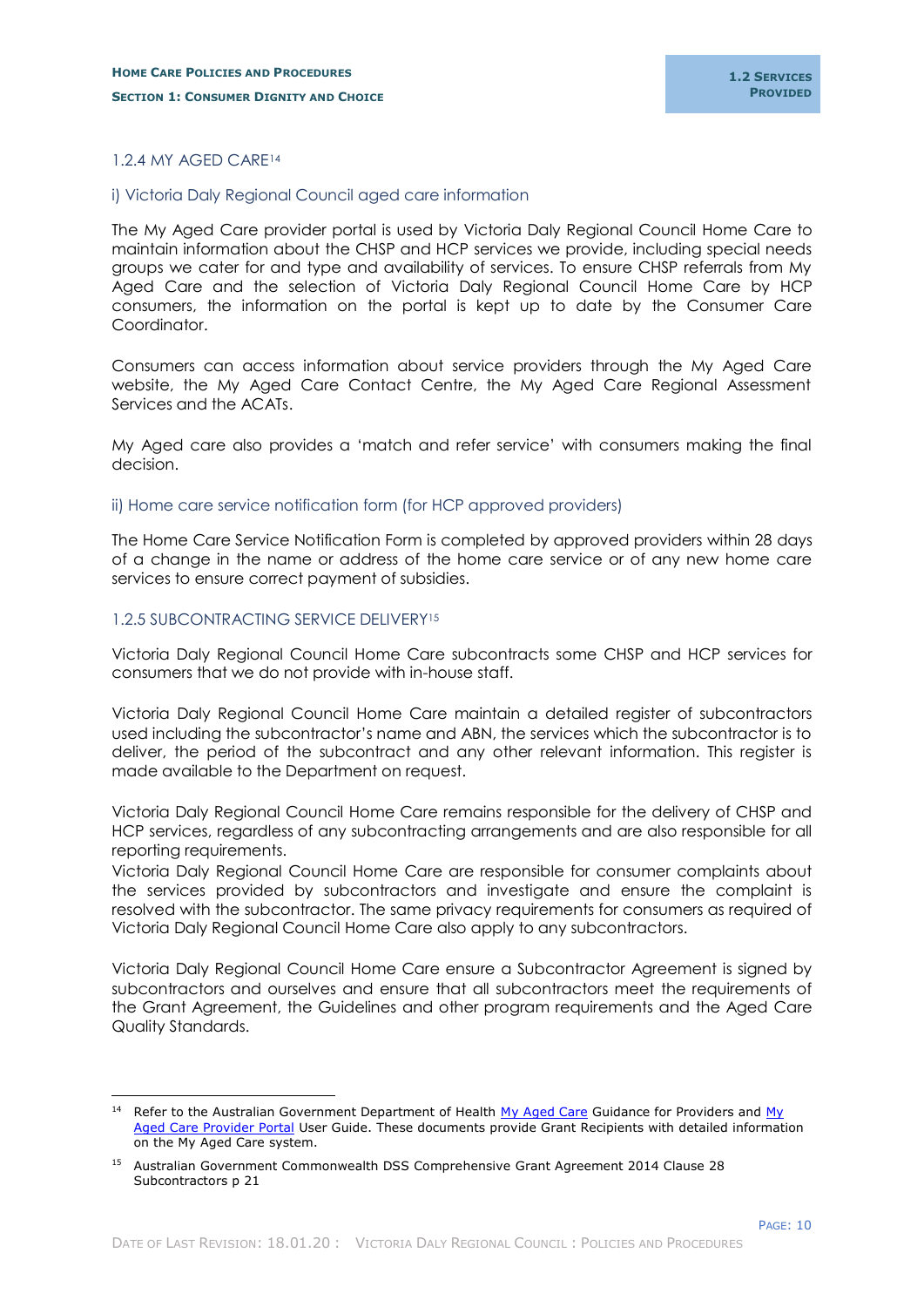### 1.2.4 MY AGED CARE[14]

#### i) Victoria Daly Regional Council aged care information

The My Aged Care provider portal is used by Victoria Daly Regional Council Home Care to maintain information about the CHSP and HCP services we provide, including special needs groups we cater for and type and availability of services. To ensure CHSP referrals from My Aged Care and the selection of Victoria Daly Regional Council Home Care by HCP consumers, the information on the portal is kept up to date by the Consumer Care Coordinator.

Consumers can access information about service providers through the My Aged Care website, the My Aged Care Contact Centre, the My Aged Care Regional Assessment Services and the ACATs.

My Aged care also provides a 'match and refer service' with consumers making the final decision.

#### ii) Home care service notification form (for HCP approved providers)

The Home Care Service Notification Form is completed by approved providers within 28 days of a change in the name or address of the home care service or of any new home care services to ensure correct payment of subsidies.

### 1.2.5 SUBCONTRACTING SERVICE DELIVERY[15]

Victoria Daly Regional Council Home Care subcontracts some CHSP and HCP services for consumers that we do not provide with in-house staff.

Victoria Daly Regional Council Home Care maintain a detailed register of subcontractors used including the subcontractor's name and ABN, the services which the subcontractor is to deliver, the period of the subcontract and any other relevant information. This register is made available to the Department on request.

Victoria Daly Regional Council Home Care remains responsible for the delivery of CHSP and HCP services, regardless of any subcontracting arrangements and are also responsible for all reporting requirements.
Victoria Daly Regional Council Home Care are responsible for consumer complaints about the services provided by subcontractors and investigate and ensure the complaint is resolved with the subcontractor. The same privacy requirements for consumers as required of Victoria Daly Regional Council Home Care also apply to any subcontractors.

Victoria Daly Regional Council Home Care ensure a Subcontractor Agreement is signed by subcontractors and ourselves and ensure that all subcontractors meet the requirements of the Grant Agreement, the Guidelines and other program requirements and the Aged Care Quality Standards.

---

[14] Refer to the Australian Government Department of Health My Aged Care Guidance for Providers and My Aged Care Provider Portal User Guide. These documents provide Grant Recipients with detailed information on the My Aged Care system.

[15] Australian Government Commonwealth DSS Comprehensive Grant Agreement 2014 Clause 28 Subcontractors p 21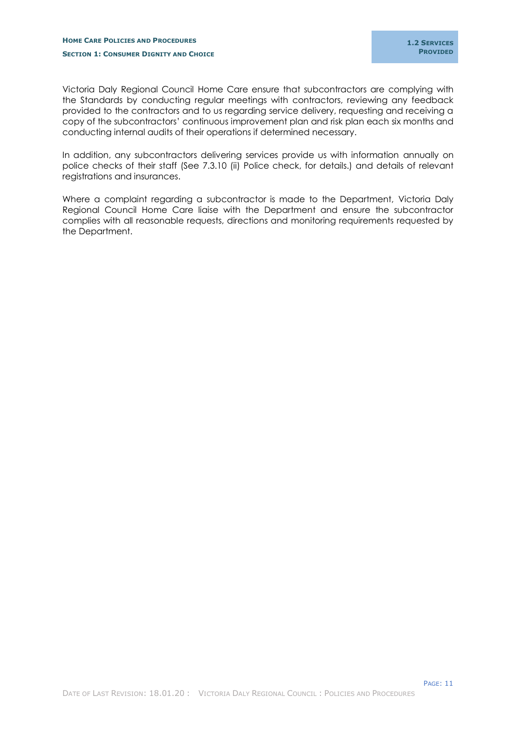Victoria Daly Regional Council Home Care ensure that subcontractors are complying with the Standards by conducting regular meetings with contractors, reviewing any feedback provided to the contractors and to us regarding service delivery, requesting and receiving a copy of the subcontractors' continuous improvement plan and risk plan each six months and conducting internal audits of their operations if determined necessary.

In addition, any subcontractors delivering services provide us with information annually on police checks of their staff (See 7.3.10 (ii) Police check, for details.) and details of relevant registrations and insurances.

Where a complaint regarding a subcontractor is made to the Department, Victoria Daly Regional Council Home Care liaise with the Department and ensure the subcontractor complies with all reasonable requests, directions and monitoring requirements requested by the Department.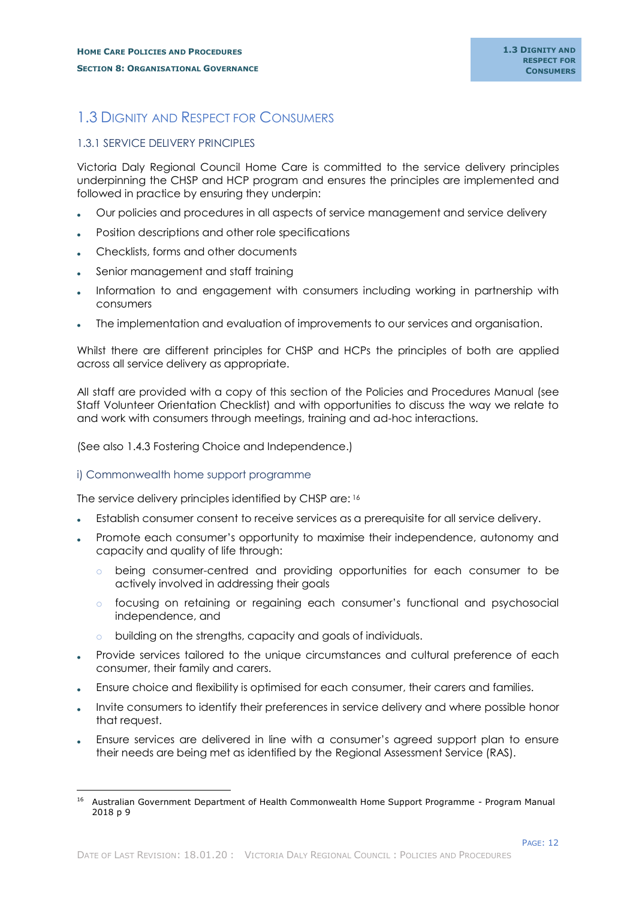# 1.3 Dignity and Respect for Consumers

## 1.3.1 SERVICE DELIVERY PRINCIPLES

Victoria Daly Regional Council Home Care is committed to the service delivery principles underpinning the CHSP and HCP program and ensures the principles are implemented and followed in practice by ensuring they underpin:

- Our policies and procedures in all aspects of service management and service delivery
- Position descriptions and other role specifications
- Checklists, forms and other documents
- Senior management and staff training
- Information to and engagement with consumers including working in partnership with consumers
- The implementation and evaluation of improvements to our services and organisation.

Whilst there are different principles for CHSP and HCPs the principles of both are applied across all service delivery as appropriate.

All staff are provided with a copy of this section of the Policies and Procedures Manual (see Staff Volunteer Orientation Checklist) and with opportunities to discuss the way we relate to and work with consumers through meetings, training and ad-hoc interactions.

(See also 1.4.3 Fostering Choice and Independence.)

### i) Commonwealth home support programme

The service delivery principles identified by CHSP are: [16]

- Establish consumer consent to receive services as a prerequisite for all service delivery.
- Promote each consumer's opportunity to maximise their independence, autonomy and capacity and quality of life through:
  - being consumer-centred and providing opportunities for each consumer to be actively involved in addressing their goals
  - focusing on retaining or regaining each consumer's functional and psychosocial independence, and
  - building on the strengths, capacity and goals of individuals.
- Provide services tailored to the unique circumstances and cultural preference of each consumer, their family and carers.
- Ensure choice and flexibility is optimised for each consumer, their carers and families.
- Invite consumers to identify their preferences in service delivery and where possible honor that request.
- Ensure services are delivered in line with a consumer's agreed support plan to ensure their needs are being met as identified by the Regional Assessment Service (RAS).

[16] Australian Government Department of Health Commonwealth Home Support Programme - Program Manual 2018 p 9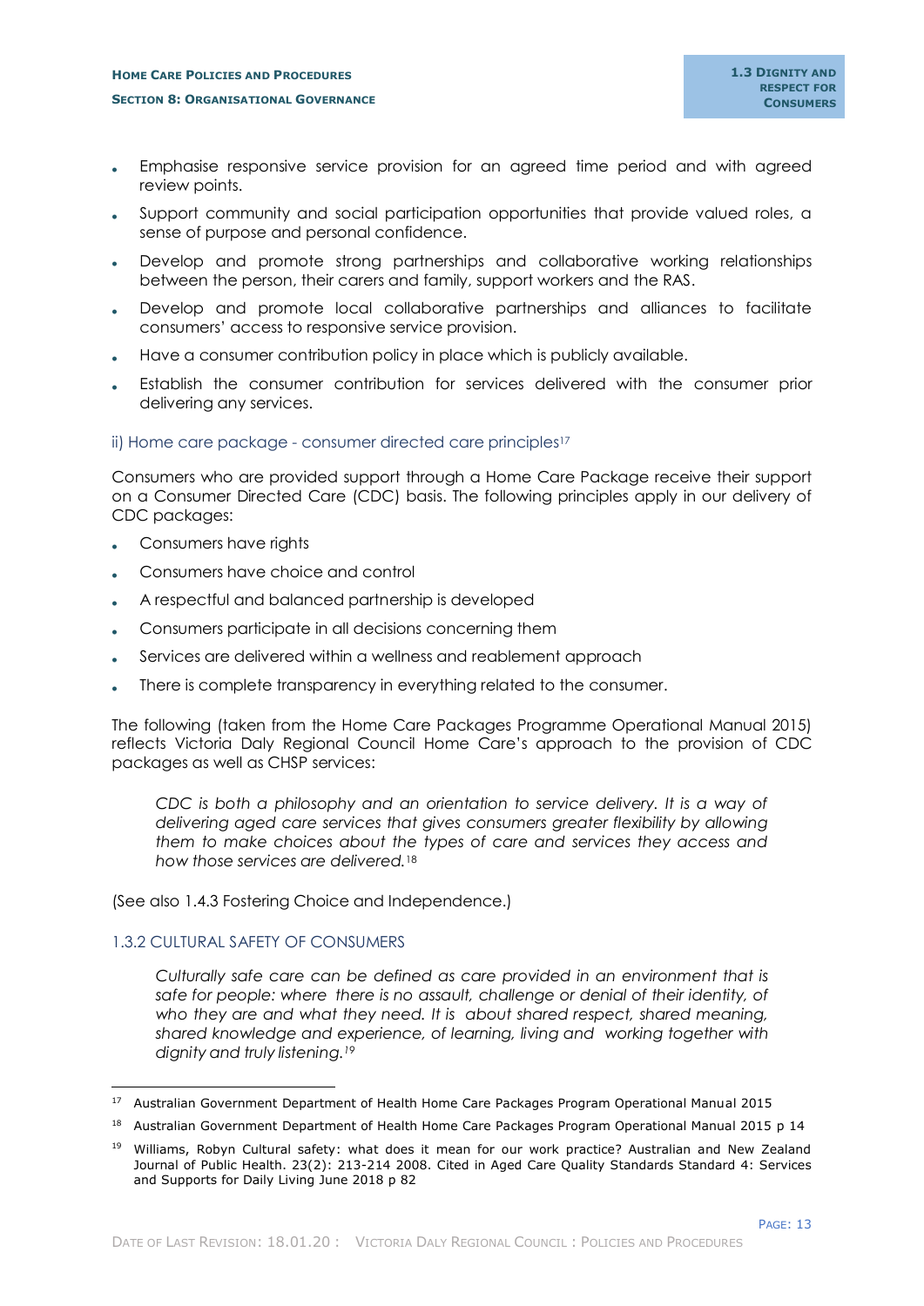- Emphasise responsive service provision for an agreed time period and with agreed review points.
- Support community and social participation opportunities that provide valued roles, a sense of purpose and personal confidence.
- Develop and promote strong partnerships and collaborative working relationships between the person, their carers and family, support workers and the RAS.
- Develop and promote local collaborative partnerships and alliances to facilitate consumers' access to responsive service provision.
- Have a consumer contribution policy in place which is publicly available.
- Establish the consumer contribution for services delivered with the consumer prior delivering any services.

#### ii) Home care package - consumer directed care principles[17]

Consumers who are provided support through a Home Care Package receive their support on a Consumer Directed Care (CDC) basis. The following principles apply in our delivery of CDC packages:

- Consumers have rights
- Consumers have choice and control
- A respectful and balanced partnership is developed
- Consumers participate in all decisions concerning them
- Services are delivered within a wellness and reablement approach
- There is complete transparency in everything related to the consumer.

The following (taken from the Home Care Packages Programme Operational Manual 2015) reflects Victoria Daly Regional Council Home Care's approach to the provision of CDC packages as well as CHSP services:

> *CDC is both a philosophy and an orientation to service delivery. It is a way of delivering aged care services that gives consumers greater flexibility by allowing them to make choices about the types of care and services they access and how those services are delivered.*[18]

(See also 1.4.3 Fostering Choice and Independence.)

### 1.3.2 CULTURAL SAFETY OF CONSUMERS

> *Culturally safe care can be defined as care provided in an environment that is safe for people: where there is no assault, challenge or denial of their identity, of who they are and what they need. It is about shared respect, shared meaning, shared knowledge and experience, of learning, living and working together with dignity and truly listening.*[19]

---

[17] Australian Government Department of Health Home Care Packages Program Operational Manual 2015

[18] Australian Government Department of Health Home Care Packages Program Operational Manual 2015 p 14

[19] Williams, Robyn Cultural safety: what does it mean for our work practice? Australian and New Zealand Journal of Public Health. 23(2): 213-214 2008. Cited in Aged Care Quality Standards Standard 4: Services and Supports for Daily Living June 2018 p 82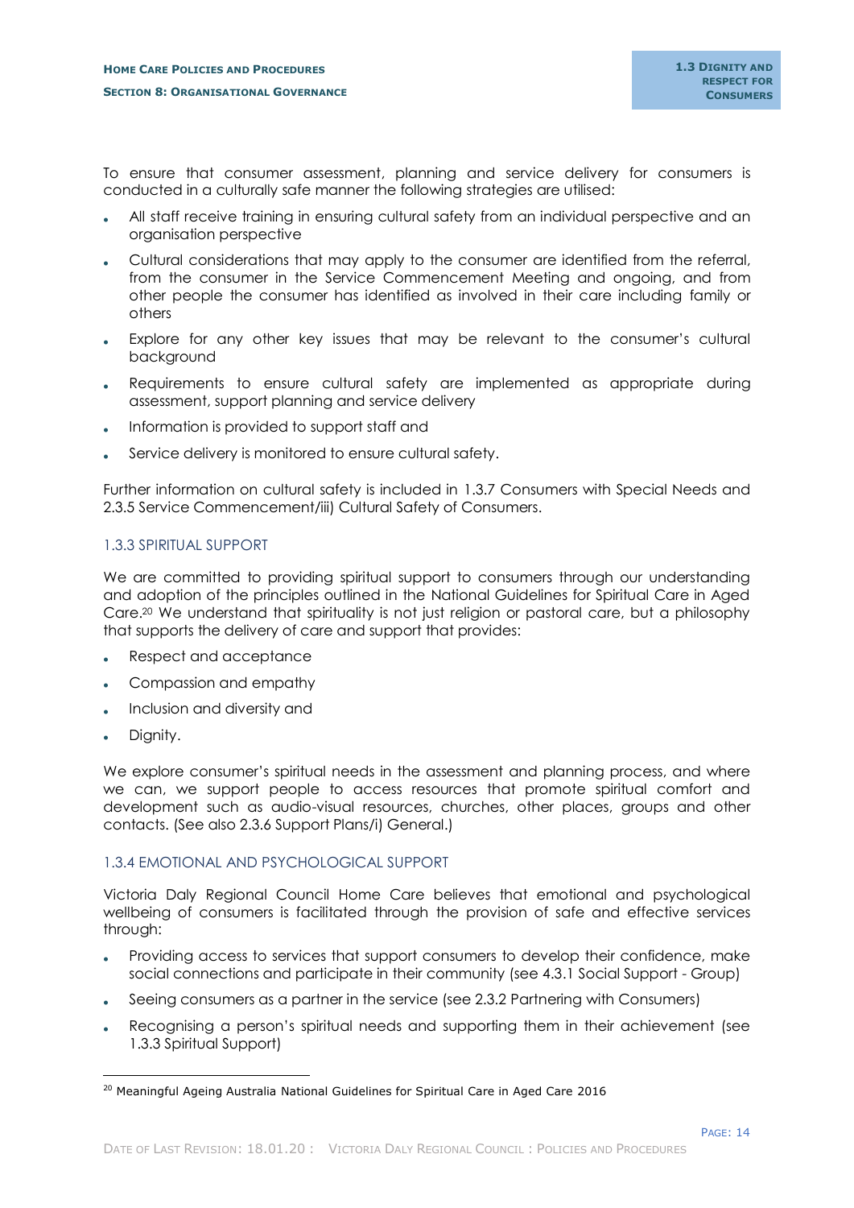To ensure that consumer assessment, planning and service delivery for consumers is conducted in a culturally safe manner the following strategies are utilised:

- All staff receive training in ensuring cultural safety from an individual perspective and an organisation perspective
- Cultural considerations that may apply to the consumer are identified from the referral, from the consumer in the Service Commencement Meeting and ongoing, and from other people the consumer has identified as involved in their care including family or others
- Explore for any other key issues that may be relevant to the consumer's cultural background
- Requirements to ensure cultural safety are implemented as appropriate during assessment, support planning and service delivery
- Information is provided to support staff and
- Service delivery is monitored to ensure cultural safety.

Further information on cultural safety is included in 1.3.7 Consumers with Special Needs and 2.3.5 Service Commencement/iii) Cultural Safety of Consumers.

### 1.3.3 SPIRITUAL SUPPORT

We are committed to providing spiritual support to consumers through our understanding and adoption of the principles outlined in the National Guidelines for Spiritual Care in Aged Care.[20] We understand that spirituality is not just religion or pastoral care, but a philosophy that supports the delivery of care and support that provides:

- Respect and acceptance
- Compassion and empathy
- Inclusion and diversity and
- Dignity.

We explore consumer's spiritual needs in the assessment and planning process, and where we can, we support people to access resources that promote spiritual comfort and development such as audio-visual resources, churches, other places, groups and other contacts. (See also 2.3.6 Support Plans/i) General.)

### 1.3.4 EMOTIONAL AND PSYCHOLOGICAL SUPPORT

Victoria Daly Regional Council Home Care believes that emotional and psychological wellbeing of consumers is facilitated through the provision of safe and effective services through:

- Providing access to services that support consumers to develop their confidence, make social connections and participate in their community (see 4.3.1 Social Support - Group)
- Seeing consumers as a partner in the service (see 2.3.2 Partnering with Consumers)
- Recognising a person's spiritual needs and supporting them in their achievement (see 1.3.3 Spiritual Support)

---

[20] Meaningful Ageing Australia National Guidelines for Spiritual Care in Aged Care 2016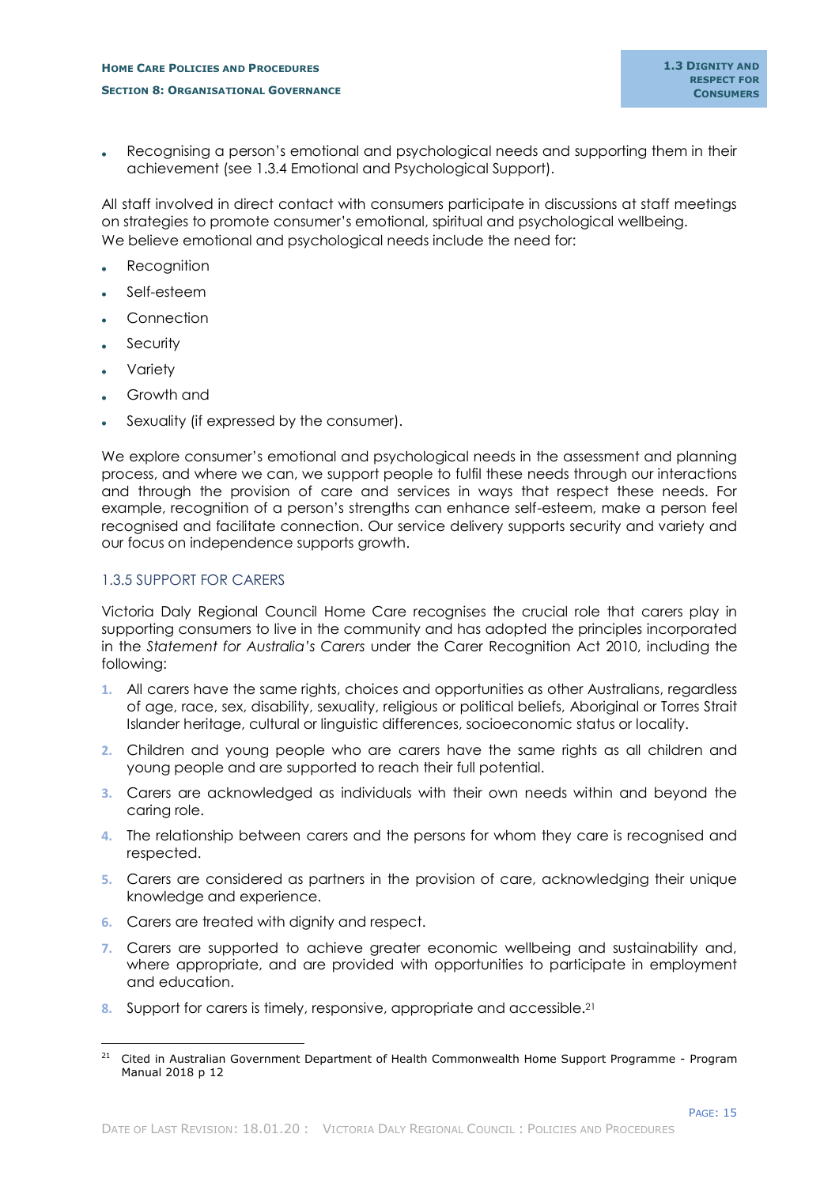- Recognising a person's emotional and psychological needs and supporting them in their achievement (see 1.3.4 Emotional and Psychological Support).

All staff involved in direct contact with consumers participate in discussions at staff meetings on strategies to promote consumer's emotional, spiritual and psychological wellbeing.
We believe emotional and psychological needs include the need for:

- Recognition
- Self-esteem
- Connection
- Security
- Variety
- Growth and
- Sexuality (if expressed by the consumer).

We explore consumer's emotional and psychological needs in the assessment and planning process, and where we can, we support people to fulfil these needs through our interactions and through the provision of care and services in ways that respect these needs. For example, recognition of a person's strengths can enhance self-esteem, make a person feel recognised and facilitate connection. Our service delivery supports security and variety and our focus on independence supports growth.

### 1.3.5 SUPPORT FOR CARERS

Victoria Daly Regional Council Home Care recognises the crucial role that carers play in supporting consumers to live in the community and has adopted the principles incorporated in the *Statement for Australia's Carers* under the Carer Recognition Act 2010, including the following:

1. All carers have the same rights, choices and opportunities as other Australians, regardless of age, race, sex, disability, sexuality, religious or political beliefs, Aboriginal or Torres Strait Islander heritage, cultural or linguistic differences, socioeconomic status or locality.
2. Children and young people who are carers have the same rights as all children and young people and are supported to reach their full potential.
3. Carers are acknowledged as individuals with their own needs within and beyond the caring role.
4. The relationship between carers and the persons for whom they care is recognised and respected.
5. Carers are considered as partners in the provision of care, acknowledging their unique knowledge and experience.
6. Carers are treated with dignity and respect.
7. Carers are supported to achieve greater economic wellbeing and sustainability and, where appropriate, and are provided with opportunities to participate in employment and education.
8. Support for carers is timely, responsive, appropriate and accessible.[21]

[21] Cited in Australian Government Department of Health Commonwealth Home Support Programme - Program Manual 2018 p 12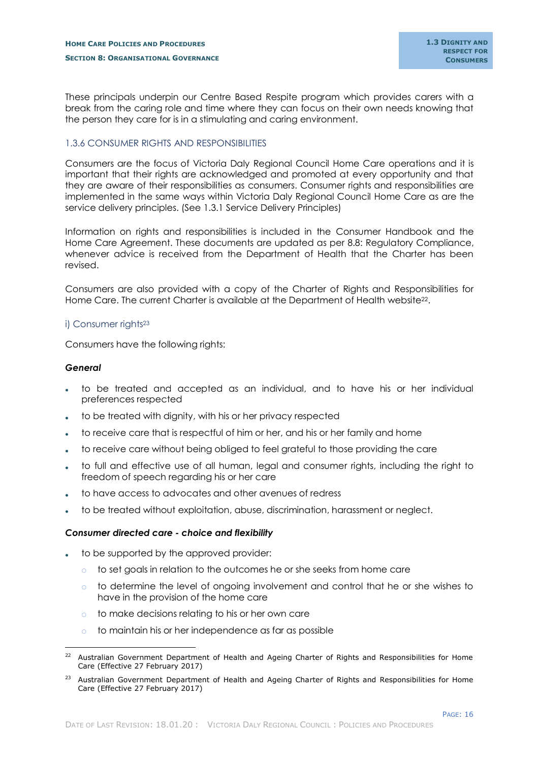These principals underpin our Centre Based Respite program which provides carers with a break from the caring role and time where they can focus on their own needs knowing that the person they care for is in a stimulating and caring environment.

### 1.3.6 CONSUMER RIGHTS AND RESPONSIBILITIES

Consumers are the focus of Victoria Daly Regional Council Home Care operations and it is important that their rights are acknowledged and promoted at every opportunity and that they are aware of their responsibilities as consumers. Consumer rights and responsibilities are implemented in the same ways within Victoria Daly Regional Council Home Care as are the service delivery principles. (See 1.3.1 Service Delivery Principles)

Information on rights and responsibilities is included in the Consumer Handbook and the Home Care Agreement. These documents are updated as per 8.8: Regulatory Compliance, whenever advice is received from the Department of Health that the Charter has been revised.

Consumers are also provided with a copy of the Charter of Rights and Responsibilities for Home Care. The current Charter is available at the Department of Health website[22].

#### i) Consumer rights[23]

Consumers have the following rights:

***General***

- to be treated and accepted as an individual, and to have his or her individual preferences respected
- to be treated with dignity, with his or her privacy respected
- to receive care that is respectful of him or her, and his or her family and home
- to receive care without being obliged to feel grateful to those providing the care
- to full and effective use of all human, legal and consumer rights, including the right to freedom of speech regarding his or her care
- to have access to advocates and other avenues of redress
- to be treated without exploitation, abuse, discrimination, harassment or neglect.

***Consumer directed care - choice and flexibility***

- to be supported by the approved provider:
    - to set goals in relation to the outcomes he or she seeks from home care
    - to determine the level of ongoing involvement and control that he or she wishes to have in the provision of the home care
    - to make decisions relating to his or her own care
    - to maintain his or her independence as far as possible

---

[22] Australian Government Department of Health and Ageing Charter of Rights and Responsibilities for Home Care (Effective 27 February 2017)

[23] Australian Government Department of Health and Ageing Charter of Rights and Responsibilities for Home Care (Effective 27 February 2017)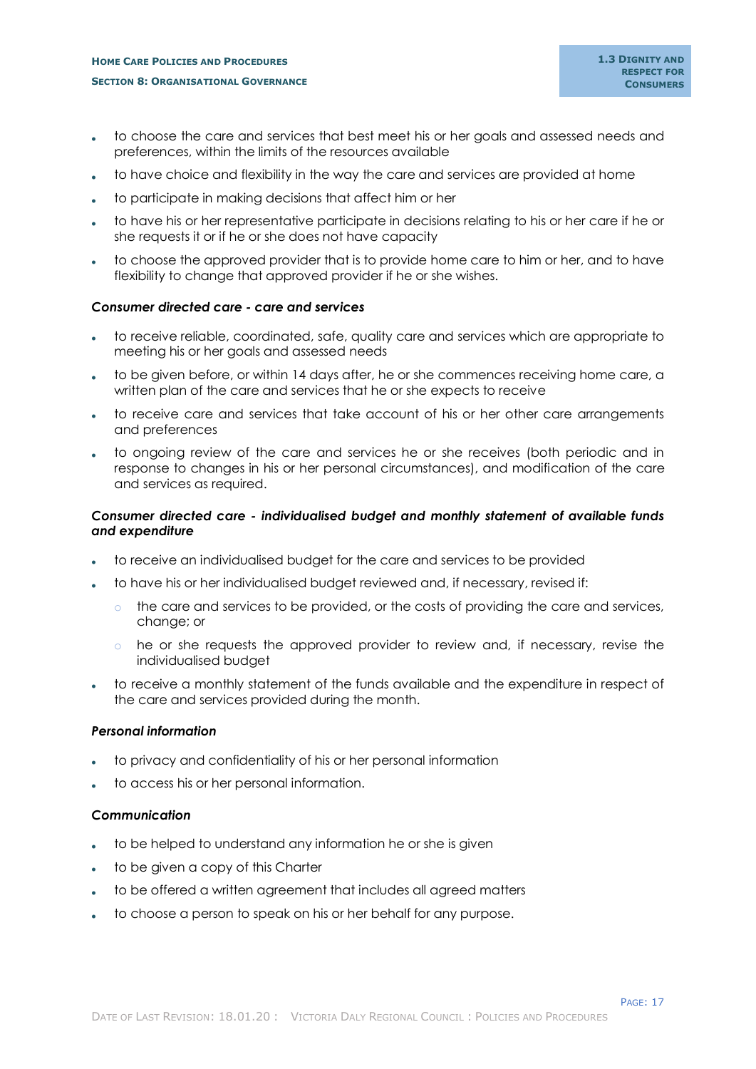- to choose the care and services that best meet his or her goals and assessed needs and preferences, within the limits of the resources available
- to have choice and flexibility in the way the care and services are provided at home
- to participate in making decisions that affect him or her
- to have his or her representative participate in decisions relating to his or her care if he or she requests it or if he or she does not have capacity
- to choose the approved provider that is to provide home care to him or her, and to have flexibility to change that approved provider if he or she wishes.

#### *Consumer directed care - care and services*

- to receive reliable, coordinated, safe, quality care and services which are appropriate to meeting his or her goals and assessed needs
- to be given before, or within 14 days after, he or she commences receiving home care, a written plan of the care and services that he or she expects to receive
- to receive care and services that take account of his or her other care arrangements and preferences
- to ongoing review of the care and services he or she receives (both periodic and in response to changes in his or her personal circumstances), and modification of the care and services as required.

#### *Consumer directed care - individualised budget and monthly statement of available funds and expenditure*

- to receive an individualised budget for the care and services to be provided
- to have his or her individualised budget reviewed and, if necessary, revised if:
  - the care and services to be provided, or the costs of providing the care and services, change; or
  - he or she requests the approved provider to review and, if necessary, revise the individualised budget
- to receive a monthly statement of the funds available and the expenditure in respect of the care and services provided during the month.

#### *Personal information*

- to privacy and confidentiality of his or her personal information
- to access his or her personal information.

#### *Communication*

- to be helped to understand any information he or she is given
- to be given a copy of this Charter
- to be offered a written agreement that includes all agreed matters
- to choose a person to speak on his or her behalf for any purpose.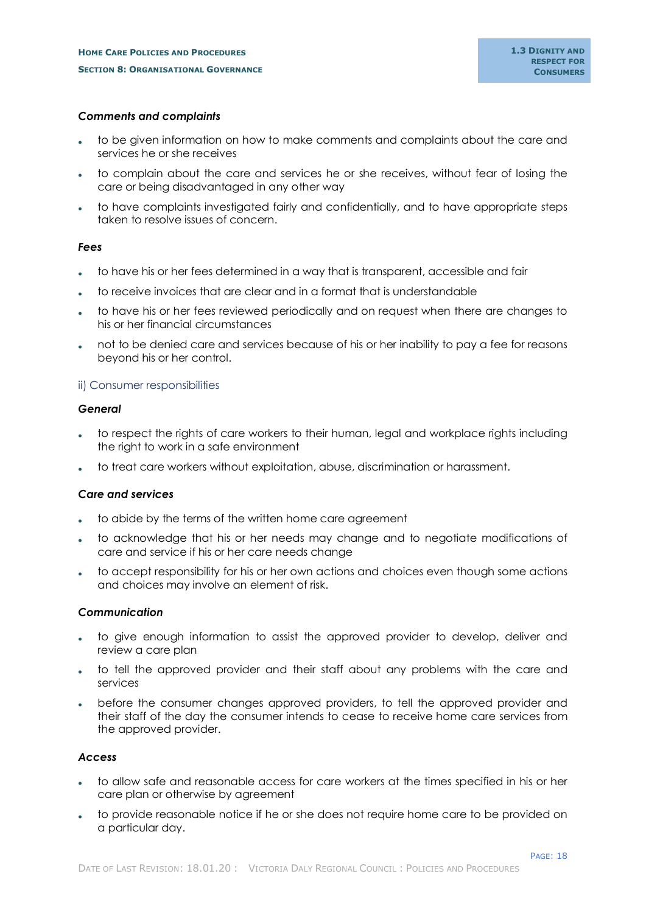***Comments and complaints***

- to be given information on how to make comments and complaints about the care and services he or she receives
- to complain about the care and services he or she receives, without fear of losing the care or being disadvantaged in any other way
- to have complaints investigated fairly and confidentially, and to have appropriate steps taken to resolve issues of concern.

***Fees***

- to have his or her fees determined in a way that is transparent, accessible and fair
- to receive invoices that are clear and in a format that is understandable
- to have his or her fees reviewed periodically and on request when there are changes to his or her financial circumstances
- not to be denied care and services because of his or her inability to pay a fee for reasons beyond his or her control.

### ii) Consumer responsibilities

***General***

- to respect the rights of care workers to their human, legal and workplace rights including the right to work in a safe environment
- to treat care workers without exploitation, abuse, discrimination or harassment.

***Care and services***

- to abide by the terms of the written home care agreement
- to acknowledge that his or her needs may change and to negotiate modifications of care and service if his or her care needs change
- to accept responsibility for his or her own actions and choices even though some actions and choices may involve an element of risk.

***Communication***

- to give enough information to assist the approved provider to develop, deliver and review a care plan
- to tell the approved provider and their staff about any problems with the care and services
- before the consumer changes approved providers, to tell the approved provider and their staff of the day the consumer intends to cease to receive home care services from the approved provider.

***Access***

- to allow safe and reasonable access for care workers at the times specified in his or her care plan or otherwise by agreement
- to provide reasonable notice if he or she does not require home care to be provided on a particular day.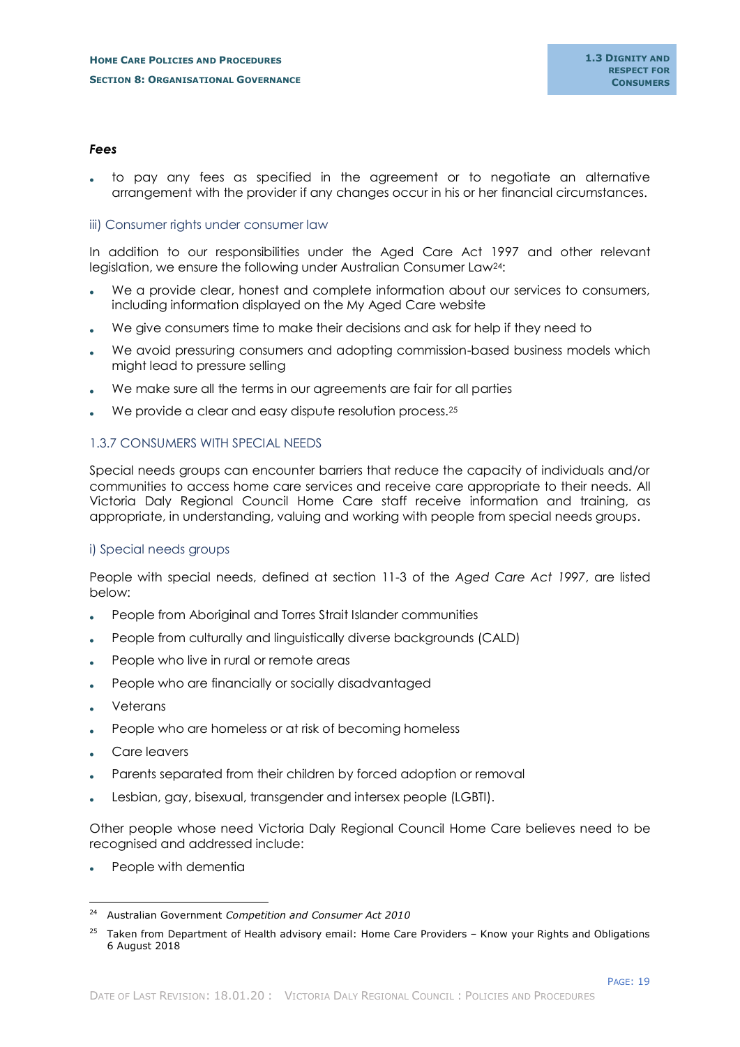***Fees***

- to pay any fees as specified in the agreement or to negotiate an alternative arrangement with the provider if any changes occur in his or her financial circumstances.

iii) Consumer rights under consumer law

In addition to our responsibilities under the Aged Care Act 1997 and other relevant legislation, we ensure the following under Australian Consumer Law[24]:

- We a provide clear, honest and complete information about our services to consumers, including information displayed on the My Aged Care website
- We give consumers time to make their decisions and ask for help if they need to
- We avoid pressuring consumers and adopting commission-based business models which might lead to pressure selling
- We make sure all the terms in our agreements are fair for all parties
- We provide a clear and easy dispute resolution process.[25]

## 1.3.7 CONSUMERS WITH SPECIAL NEEDS

Special needs groups can encounter barriers that reduce the capacity of individuals and/or communities to access home care services and receive care appropriate to their needs. All Victoria Daly Regional Council Home Care staff receive information and training, as appropriate, in understanding, valuing and working with people from special needs groups.

### i) Special needs groups

People with special needs, defined at section 11-3 of the *Aged Care Act 1997*, are listed below:

- People from Aboriginal and Torres Strait Islander communities
- People from culturally and linguistically diverse backgrounds (CALD)
- People who live in rural or remote areas
- People who are financially or socially disadvantaged
- Veterans
- People who are homeless or at risk of becoming homeless
- Care leavers
- Parents separated from their children by forced adoption or removal
- Lesbian, gay, bisexual, transgender and intersex people (LGBTI).

Other people whose need Victoria Daly Regional Council Home Care believes need to be recognised and addressed include:

- People with dementia

---

[24] Australian Government *Competition and Consumer Act 2010*

[25] Taken from Department of Health advisory email: Home Care Providers – Know your Rights and Obligations 6 August 2018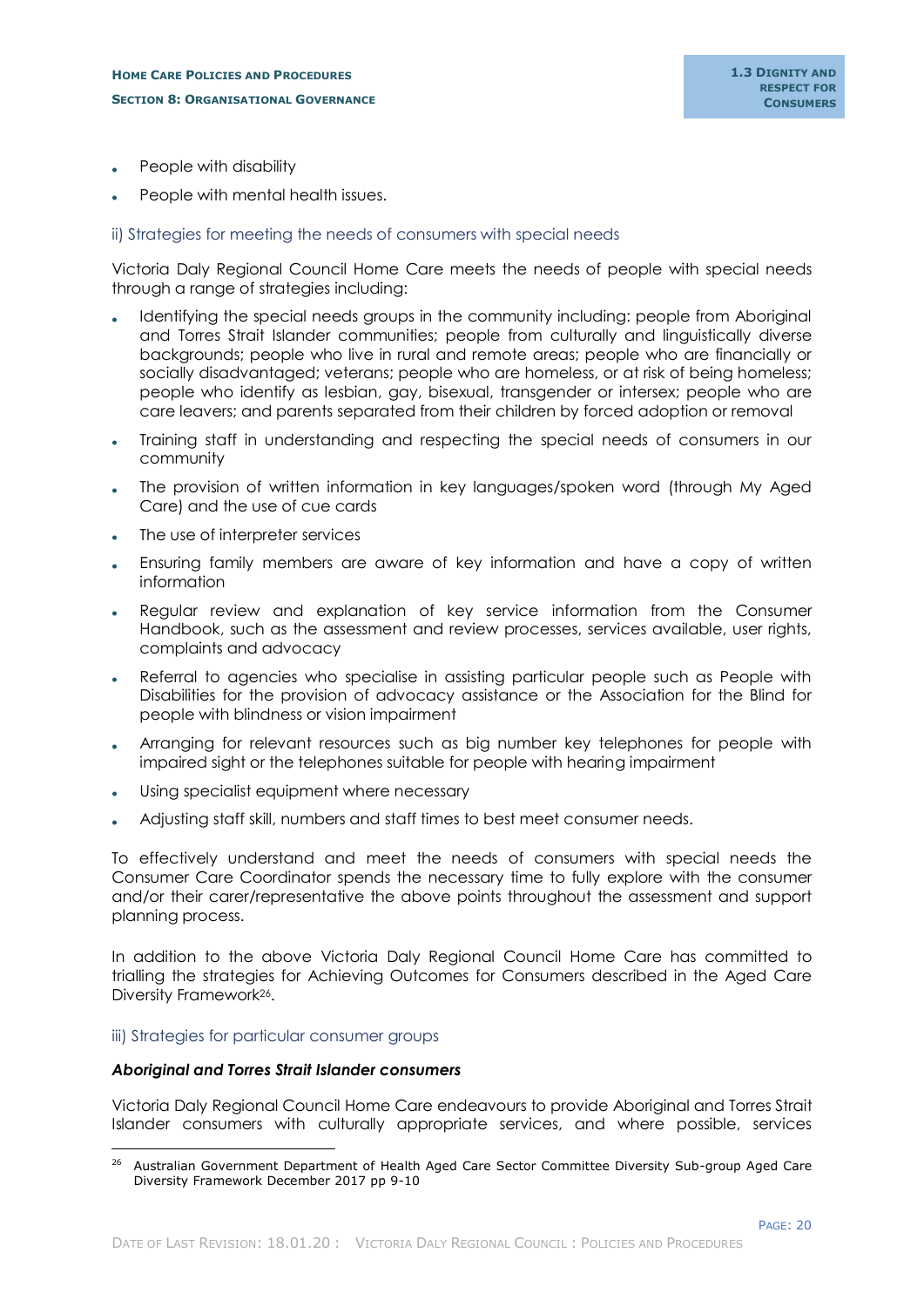- People with disability
- People with mental health issues.

### ii) Strategies for meeting the needs of consumers with special needs

Victoria Daly Regional Council Home Care meets the needs of people with special needs through a range of strategies including:

- Identifying the special needs groups in the community including: people from Aboriginal and Torres Strait Islander communities; people from culturally and linguistically diverse backgrounds; people who live in rural and remote areas; people who are financially or socially disadvantaged; veterans; people who are homeless, or at risk of being homeless; people who identify as lesbian, gay, bisexual, transgender or intersex; people who are care leavers; and parents separated from their children by forced adoption or removal
- Training staff in understanding and respecting the special needs of consumers in our community
- The provision of written information in key languages/spoken word (through My Aged Care) and the use of cue cards
- The use of interpreter services
- Ensuring family members are aware of key information and have a copy of written information
- Regular review and explanation of key service information from the Consumer Handbook, such as the assessment and review processes, services available, user rights, complaints and advocacy
- Referral to agencies who specialise in assisting particular people such as People with Disabilities for the provision of advocacy assistance or the Association for the Blind for people with blindness or vision impairment
- Arranging for relevant resources such as big number key telephones for people with impaired sight or the telephones suitable for people with hearing impairment
- Using specialist equipment where necessary
- Adjusting staff skill, numbers and staff times to best meet consumer needs.

To effectively understand and meet the needs of consumers with special needs the Consumer Care Coordinator spends the necessary time to fully explore with the consumer and/or their carer/representative the above points throughout the assessment and support planning process.

In addition to the above Victoria Daly Regional Council Home Care has committed to trialling the strategies for Achieving Outcomes for Consumers described in the Aged Care Diversity Framework[26].

### iii) Strategies for particular consumer groups

***Aboriginal and Torres Strait Islander consumers***

Victoria Daly Regional Council Home Care endeavours to provide Aboriginal and Torres Strait Islander consumers with culturally appropriate services, and where possible, services

---

[26] Australian Government Department of Health Aged Care Sector Committee Diversity Sub-group Aged Care Diversity Framework December 2017 pp 9-10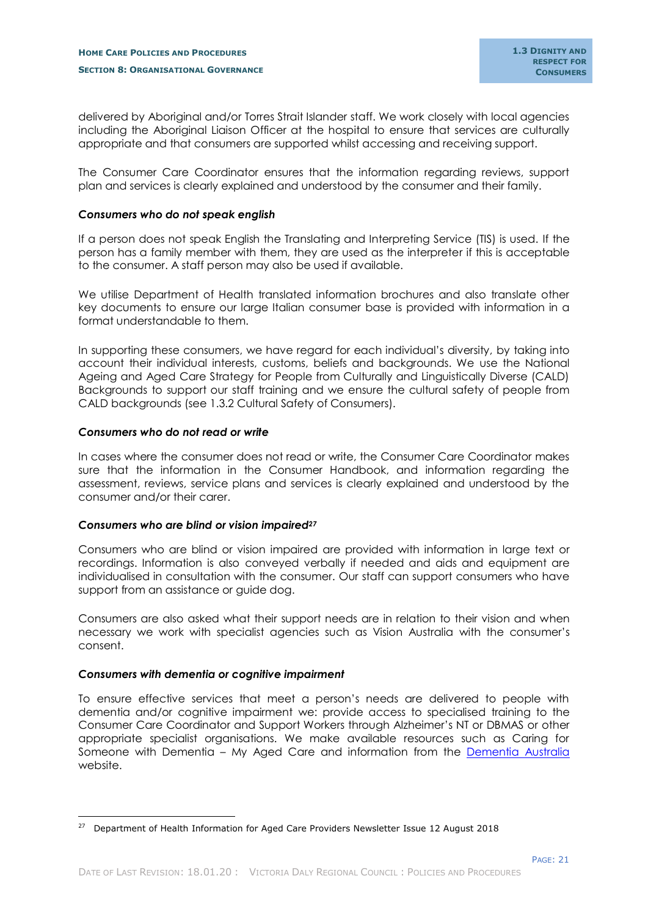delivered by Aboriginal and/or Torres Strait Islander staff. We work closely with local agencies including the Aboriginal Liaison Officer at the hospital to ensure that services are culturally appropriate and that consumers are supported whilst accessing and receiving support.

The Consumer Care Coordinator ensures that the information regarding reviews, support plan and services is clearly explained and understood by the consumer and their family.

***Consumers who do not speak english***

If a person does not speak English the Translating and Interpreting Service (TIS) is used. If the person has a family member with them, they are used as the interpreter if this is acceptable to the consumer. A staff person may also be used if available.

We utilise Department of Health translated information brochures and also translate other key documents to ensure our large Italian consumer base is provided with information in a format understandable to them.

In supporting these consumers, we have regard for each individual's diversity, by taking into account their individual interests, customs, beliefs and backgrounds. We use the National Ageing and Aged Care Strategy for People from Culturally and Linguistically Diverse (CALD) Backgrounds to support our staff training and we ensure the cultural safety of people from CALD backgrounds (see 1.3.2 Cultural Safety of Consumers).

***Consumers who do not read or write***

In cases where the consumer does not read or write, the Consumer Care Coordinator makes sure that the information in the Consumer Handbook, and information regarding the assessment, reviews, service plans and services is clearly explained and understood by the consumer and/or their carer.

***Consumers who are blind or vision impaired[27]***

Consumers who are blind or vision impaired are provided with information in large text or recordings. Information is also conveyed verbally if needed and aids and equipment are individualised in consultation with the consumer. Our staff can support consumers who have support from an assistance or guide dog.

Consumers are also asked what their support needs are in relation to their vision and when necessary we work with specialist agencies such as Vision Australia with the consumer's consent.

***Consumers with dementia or cognitive impairment***

To ensure effective services that meet a person's needs are delivered to people with dementia and/or cognitive impairment we: provide access to specialised training to the Consumer Care Coordinator and Support Workers through Alzheimer's NT or DBMAS or other appropriate specialist organisations. We make available resources such as Caring for Someone with Dementia – My Aged Care and information from the Dementia Australia website.

---

[27] Department of Health Information for Aged Care Providers Newsletter Issue 12 August 2018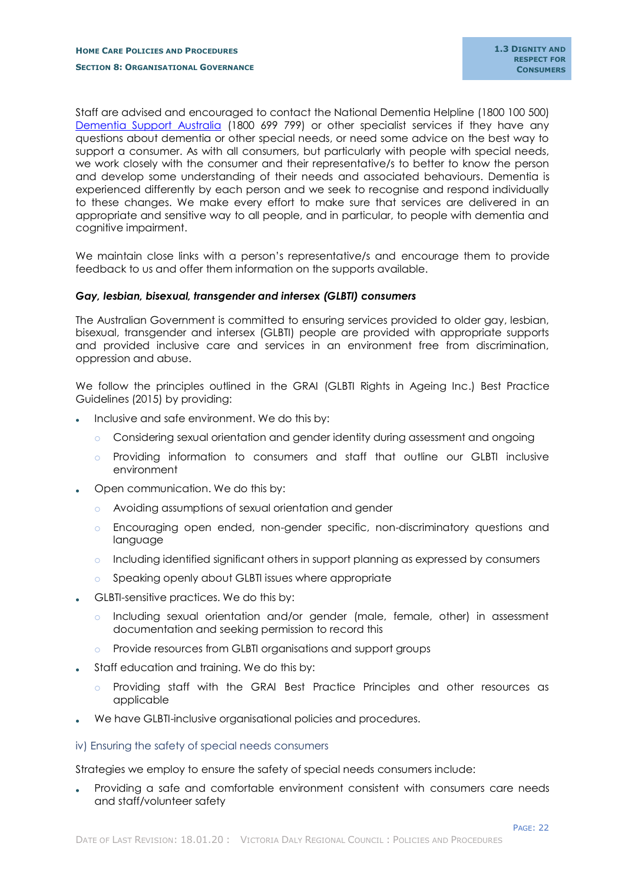Staff are advised and encouraged to contact the National Dementia Helpline (1800 100 500) [Dementia Support Australia](Dementia Support Australia) (1800 699 799) or other specialist services if they have any questions about dementia or other special needs, or need some advice on the best way to support a consumer. As with all consumers, but particularly with people with special needs, we work closely with the consumer and their representative/s to better to know the person and develop some understanding of their needs and associated behaviours. Dementia is experienced differently by each person and we seek to recognise and respond individually to these changes. We make every effort to make sure that services are delivered in an appropriate and sensitive way to all people, and in particular, to people with dementia and cognitive impairment.

We maintain close links with a person's representative/s and encourage them to provide feedback to us and offer them information on the supports available.

***Gay, lesbian, bisexual, transgender and intersex (GLBTI) consumers***

The Australian Government is committed to ensuring services provided to older gay, lesbian, bisexual, transgender and intersex (GLBTI) people are provided with appropriate supports and provided inclusive care and services in an environment free from discrimination, oppression and abuse.

We follow the principles outlined in the GRAI (GLBTI Rights in Ageing Inc.) Best Practice Guidelines (2015) by providing:

- Inclusive and safe environment. We do this by:
  - Considering sexual orientation and gender identity during assessment and ongoing
  - Providing information to consumers and staff that outline our GLBTI inclusive environment
- Open communication. We do this by:
  - Avoiding assumptions of sexual orientation and gender
  - Encouraging open ended, non-gender specific, non-discriminatory questions and language
  - Including identified significant others in support planning as expressed by consumers
  - Speaking openly about GLBTI issues where appropriate
- GLBTI-sensitive practices. We do this by:
  - Including sexual orientation and/or gender (male, female, other) in assessment documentation and seeking permission to record this
  - Provide resources from GLBTI organisations and support groups
- Staff education and training. We do this by:
  - Providing staff with the GRAI Best Practice Principles and other resources as applicable
- We have GLBTI-inclusive organisational policies and procedures.

#### iv) Ensuring the safety of special needs consumers

Strategies we employ to ensure the safety of special needs consumers include:

- Providing a safe and comfortable environment consistent with consumers care needs and staff/volunteer safety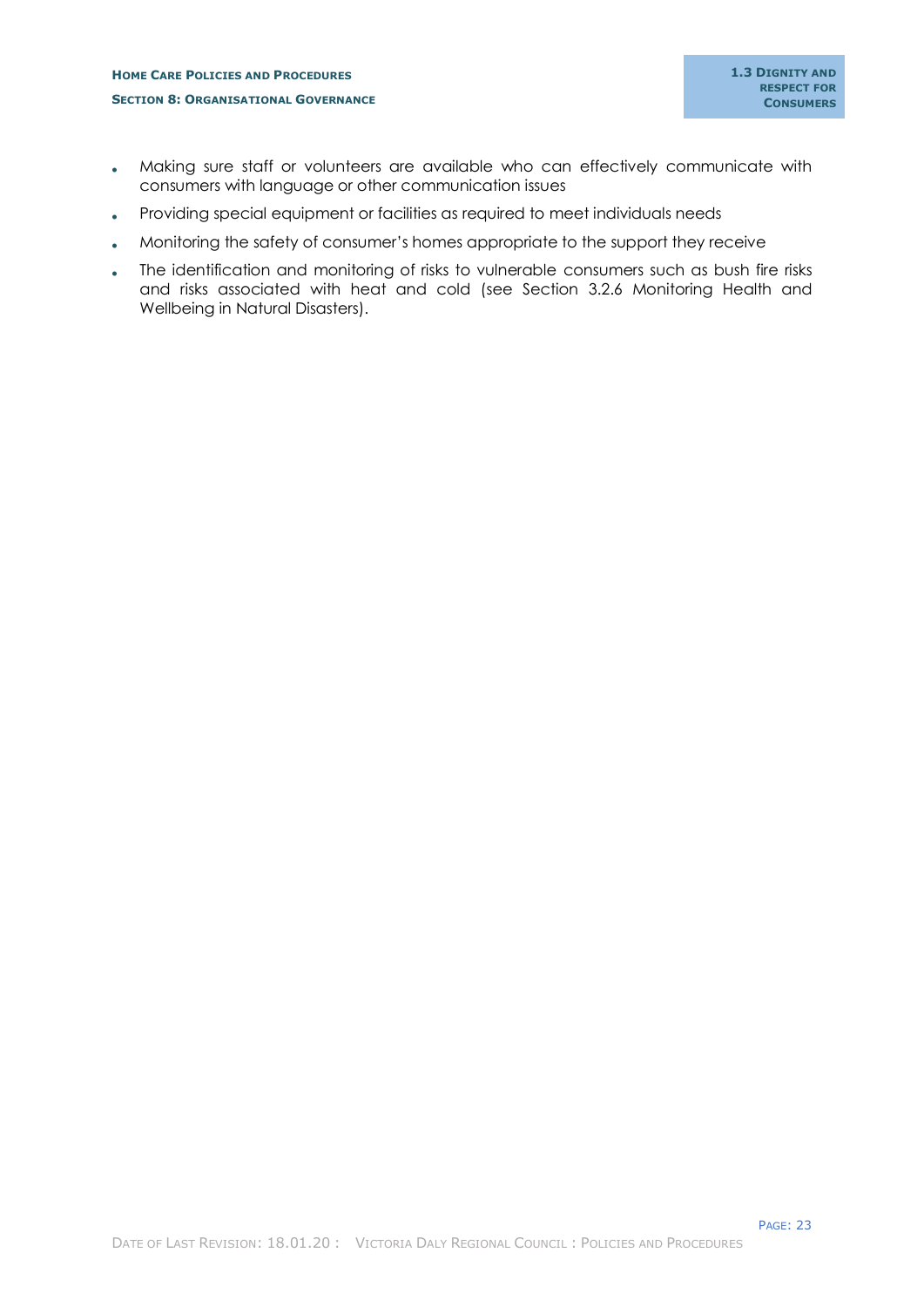- Making sure staff or volunteers are available who can effectively communicate with consumers with language or other communication issues
- Providing special equipment or facilities as required to meet individuals needs
- Monitoring the safety of consumer's homes appropriate to the support they receive
- The identification and monitoring of risks to vulnerable consumers such as bush fire risks and risks associated with heat and cold (see Section 3.2.6 Monitoring Health and Wellbeing in Natural Disasters).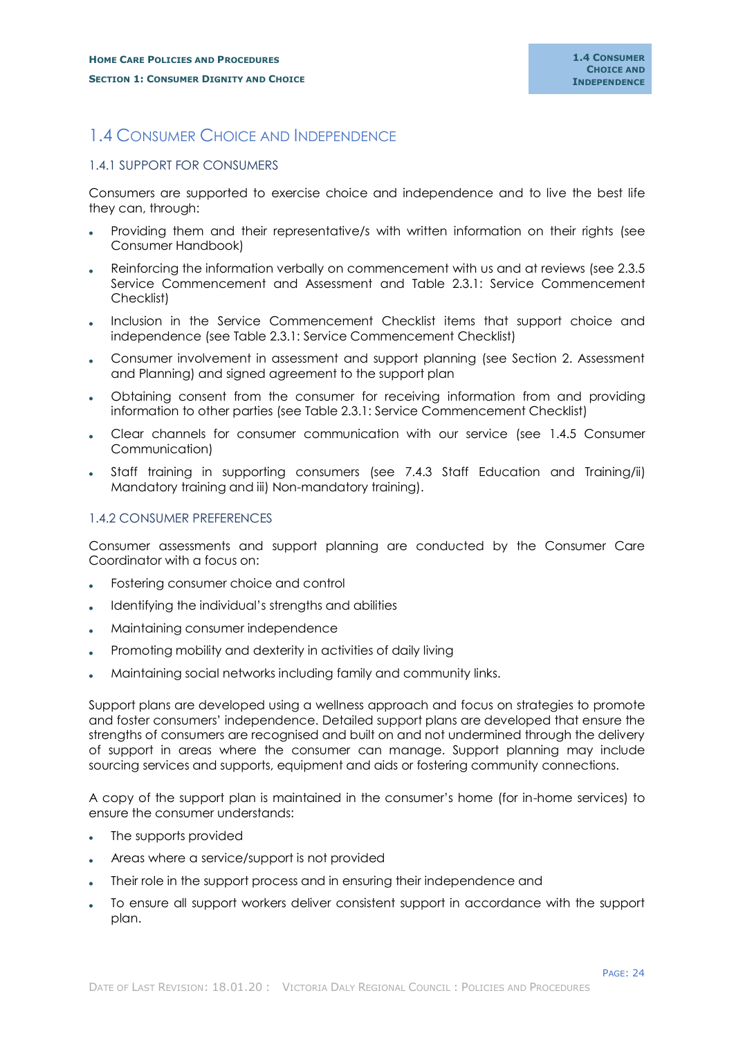## 1.4 Consumer Choice and Independence

### 1.4.1 Support for Consumers

Consumers are supported to exercise choice and independence and to live the best life they can, through:

- Providing them and their representative/s with written information on their rights (see Consumer Handbook)
- Reinforcing the information verbally on commencement with us and at reviews (see 2.3.5 Service Commencement and Assessment and Table 2.3.1: Service Commencement Checklist)
- Inclusion in the Service Commencement Checklist items that support choice and independence (see Table 2.3.1: Service Commencement Checklist)
- Consumer involvement in assessment and support planning (see Section 2. Assessment and Planning) and signed agreement to the support plan
- Obtaining consent from the consumer for receiving information from and providing information to other parties (see Table 2.3.1: Service Commencement Checklist)
- Clear channels for consumer communication with our service (see 1.4.5 Consumer Communication)
- Staff training in supporting consumers (see 7.4.3 Staff Education and Training/ii) Mandatory training and iii) Non-mandatory training).

### 1.4.2 Consumer Preferences

Consumer assessments and support planning are conducted by the Consumer Care Coordinator with a focus on:

- Fostering consumer choice and control
- Identifying the individual's strengths and abilities
- Maintaining consumer independence
- Promoting mobility and dexterity in activities of daily living
- Maintaining social networks including family and community links.

Support plans are developed using a wellness approach and focus on strategies to promote and foster consumers' independence. Detailed support plans are developed that ensure the strengths of consumers are recognised and built on and not undermined through the delivery of support in areas where the consumer can manage. Support planning may include sourcing services and supports, equipment and aids or fostering community connections.

A copy of the support plan is maintained in the consumer's home (for in-home services) to ensure the consumer understands:

- The supports provided
- Areas where a service/support is not provided
- Their role in the support process and in ensuring their independence and
- To ensure all support workers deliver consistent support in accordance with the support plan.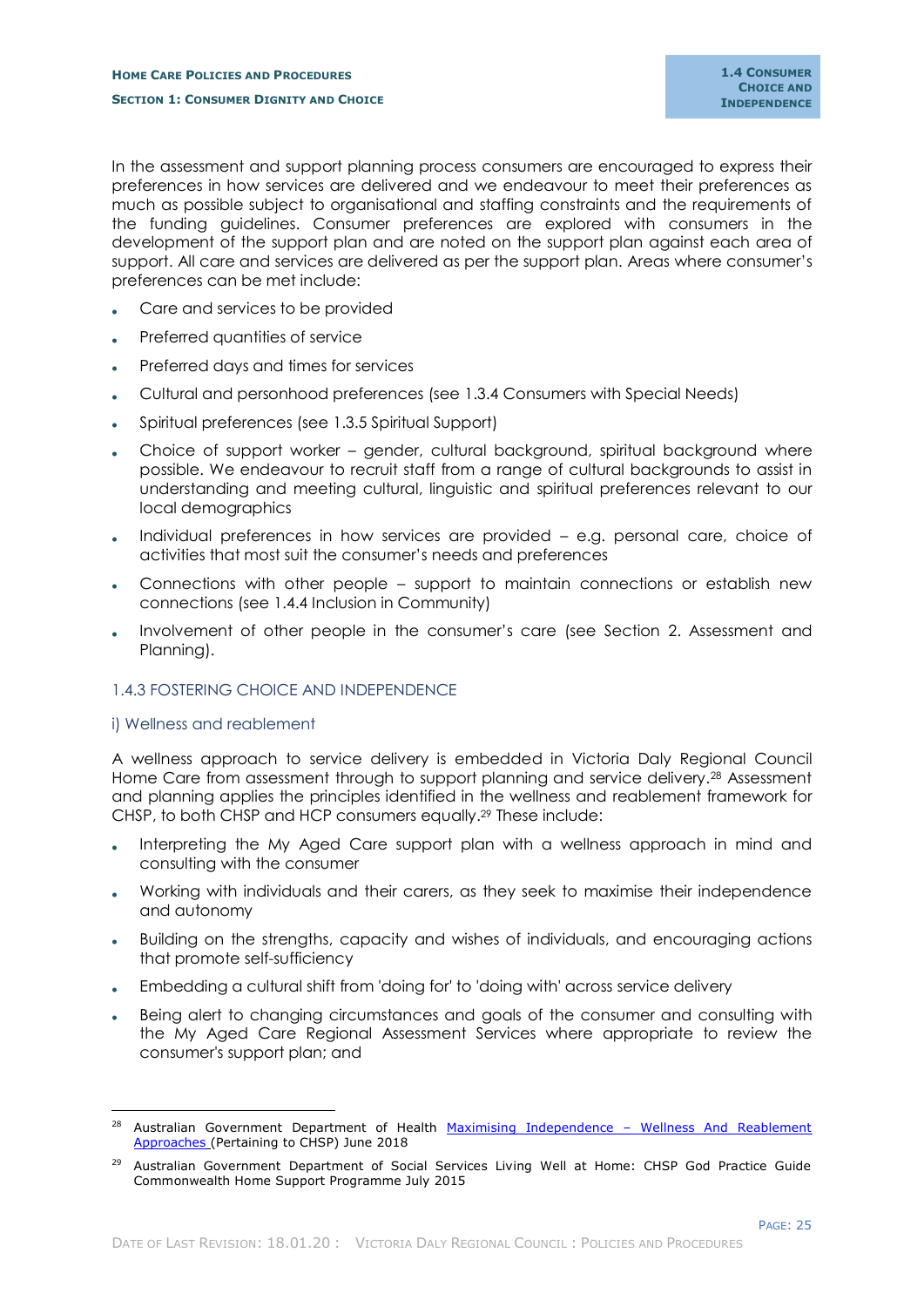In the assessment and support planning process consumers are encouraged to express their preferences in how services are delivered and we endeavour to meet their preferences as much as possible subject to organisational and staffing constraints and the requirements of the funding guidelines. Consumer preferences are explored with consumers in the development of the support plan and are noted on the support plan against each area of support. All care and services are delivered as per the support plan. Areas where consumer's preferences can be met include:

- Care and services to be provided
- Preferred quantities of service
- Preferred days and times for services
- Cultural and personhood preferences (see 1.3.4 Consumers with Special Needs)
- Spiritual preferences (see 1.3.5 Spiritual Support)
- Choice of support worker – gender, cultural background, spiritual background where possible. We endeavour to recruit staff from a range of cultural backgrounds to assist in understanding and meeting cultural, linguistic and spiritual preferences relevant to our local demographics
- Individual preferences in how services are provided – e.g. personal care, choice of activities that most suit the consumer's needs and preferences
- Connections with other people – support to maintain connections or establish new connections (see 1.4.4 Inclusion in Community)
- Involvement of other people in the consumer's care (see Section 2. Assessment and Planning).

### 1.4.3 FOSTERING CHOICE AND INDEPENDENCE

#### i) Wellness and reablement

A wellness approach to service delivery is embedded in Victoria Daly Regional Council Home Care from assessment through to support planning and service delivery.[28] Assessment and planning applies the principles identified in the wellness and reablement framework for CHSP, to both CHSP and HCP consumers equally.[29] These include:

- Interpreting the My Aged Care support plan with a wellness approach in mind and consulting with the consumer
- Working with individuals and their carers, as they seek to maximise their independence and autonomy
- Building on the strengths, capacity and wishes of individuals, and encouraging actions that promote self-sufficiency
- Embedding a cultural shift from 'doing for' to 'doing with' across service delivery
- Being alert to changing circumstances and goals of the consumer and consulting with the My Aged Care Regional Assessment Services where appropriate to review the consumer's support plan; and

---

[28] Australian Government Department of Health Maximising Independence – Wellness And Reablement Approaches (Pertaining to CHSP) June 2018

[29] Australian Government Department of Social Services Living Well at Home: CHSP God Practice Guide Commonwealth Home Support Programme July 2015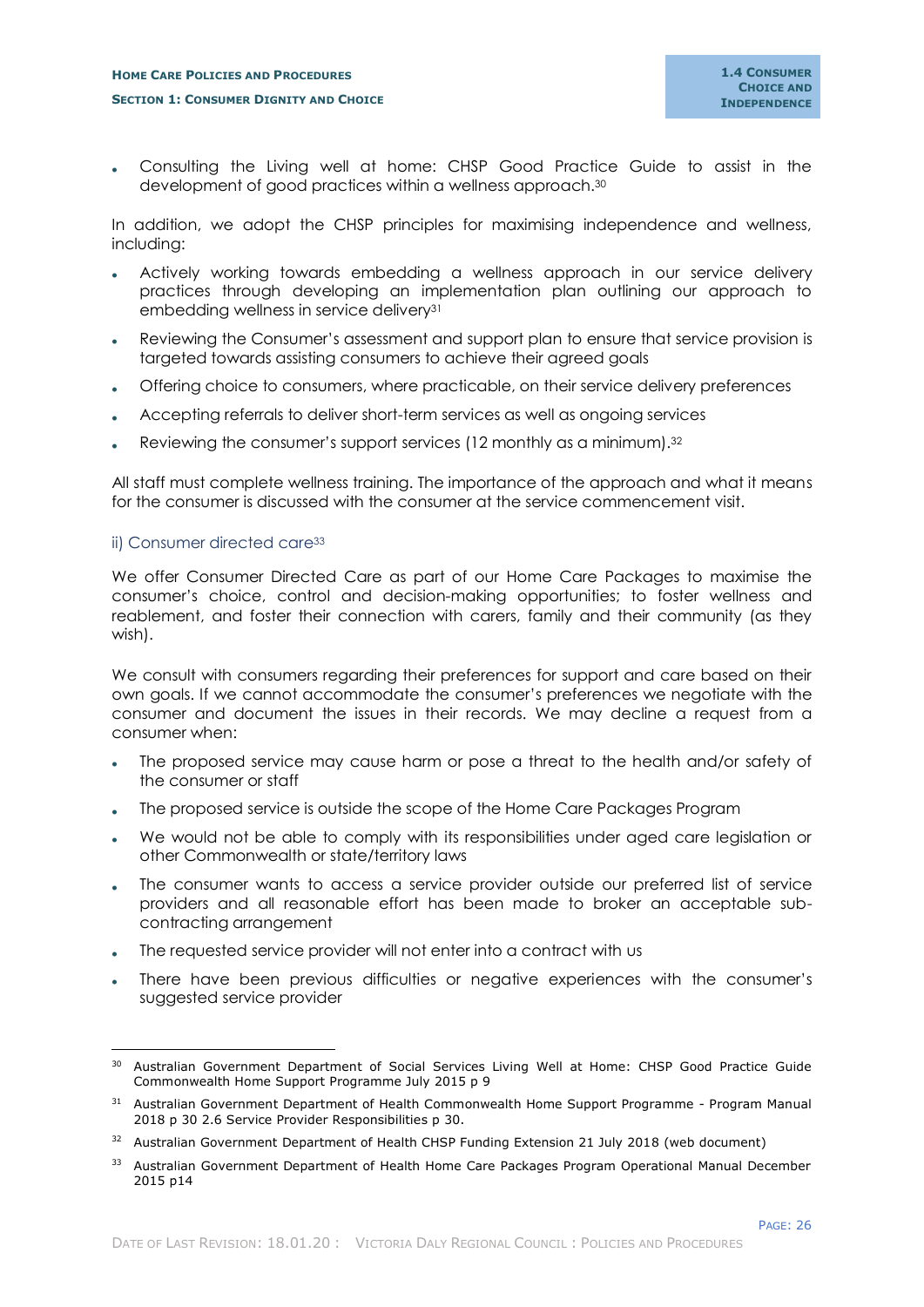- Consulting the Living well at home: CHSP Good Practice Guide to assist in the development of good practices within a wellness approach.[30]

In addition, we adopt the CHSP principles for maximising independence and wellness, including:

- Actively working towards embedding a wellness approach in our service delivery practices through developing an implementation plan outlining our approach to embedding wellness in service delivery[31]
- Reviewing the Consumer's assessment and support plan to ensure that service provision is targeted towards assisting consumers to achieve their agreed goals
- Offering choice to consumers, where practicable, on their service delivery preferences
- Accepting referrals to deliver short-term services as well as ongoing services
- Reviewing the consumer's support services (12 monthly as a minimum).[32]

All staff must complete wellness training. The importance of the approach and what it means for the consumer is discussed with the consumer at the service commencement visit.

### ii) Consumer directed care[33]

We offer Consumer Directed Care as part of our Home Care Packages to maximise the consumer's choice, control and decision-making opportunities; to foster wellness and reablement, and foster their connection with carers, family and their community (as they wish).

We consult with consumers regarding their preferences for support and care based on their own goals. If we cannot accommodate the consumer's preferences we negotiate with the consumer and document the issues in their records. We may decline a request from a consumer when:

- The proposed service may cause harm or pose a threat to the health and/or safety of the consumer or staff
- The proposed service is outside the scope of the Home Care Packages Program
- We would not be able to comply with its responsibilities under aged care legislation or other Commonwealth or state/territory laws
- The consumer wants to access a service provider outside our preferred list of service providers and all reasonable effort has been made to broker an acceptable sub-contracting arrangement
- The requested service provider will not enter into a contract with us
- There have been previous difficulties or negative experiences with the consumer's suggested service provider

---

[30] Australian Government Department of Social Services Living Well at Home: CHSP Good Practice Guide Commonwealth Home Support Programme July 2015 p 9

[31] Australian Government Department of Health Commonwealth Home Support Programme - Program Manual 2018 p 30 2.6 Service Provider Responsibilities p 30.

[32] Australian Government Department of Health CHSP Funding Extension 21 July 2018 (web document)

[33] Australian Government Department of Health Home Care Packages Program Operational Manual December 2015 p14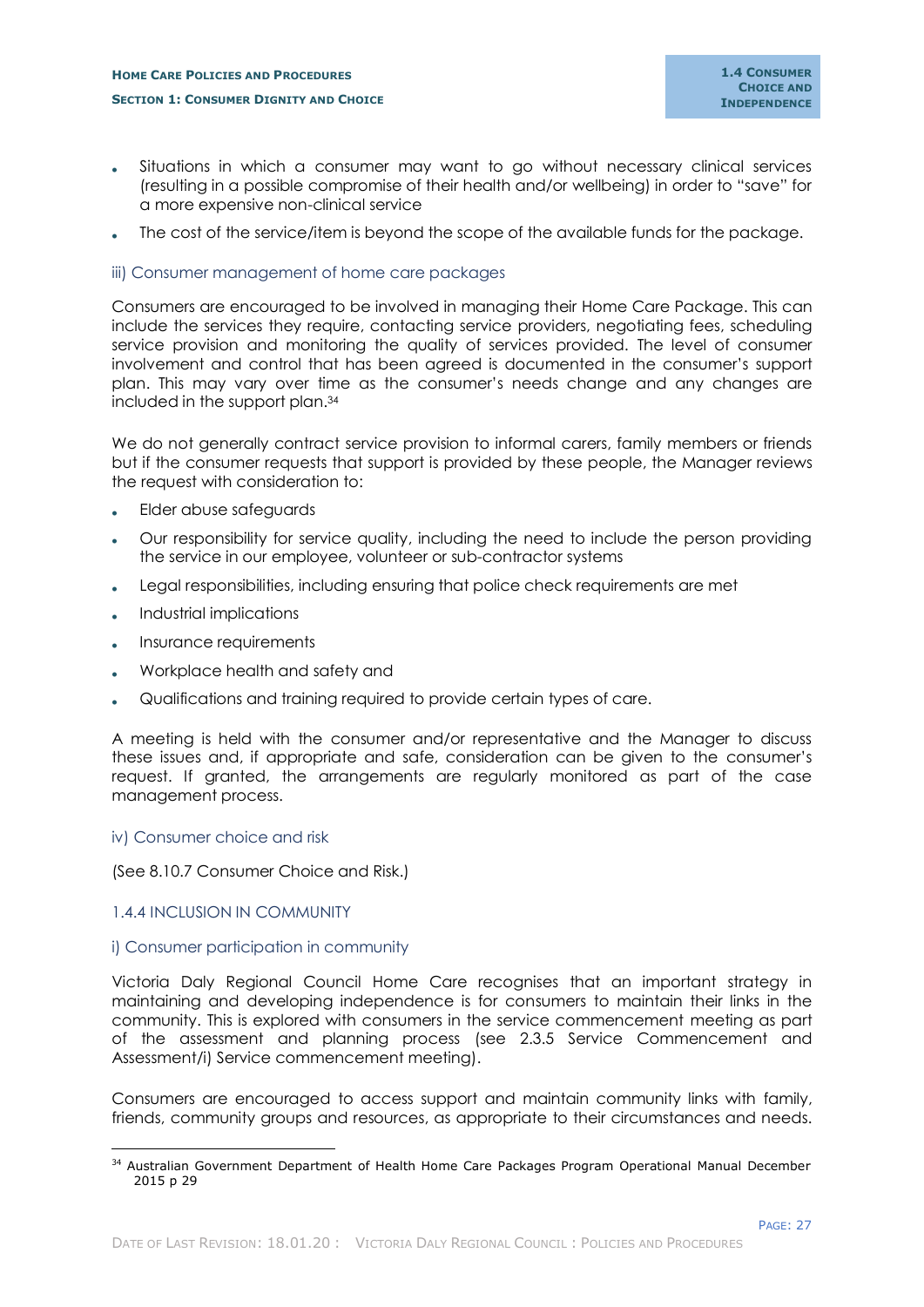- Situations in which a consumer may want to go without necessary clinical services (resulting in a possible compromise of their health and/or wellbeing) in order to "save" for a more expensive non-clinical service
- The cost of the service/item is beyond the scope of the available funds for the package.

#### iii) Consumer management of home care packages

Consumers are encouraged to be involved in managing their Home Care Package. This can include the services they require, contacting service providers, negotiating fees, scheduling service provision and monitoring the quality of services provided. The level of consumer involvement and control that has been agreed is documented in the consumer's support plan. This may vary over time as the consumer's needs change and any changes are included in the support plan.[34]

We do not generally contract service provision to informal carers, family members or friends but if the consumer requests that support is provided by these people, the Manager reviews the request with consideration to:

- Elder abuse safeguards
- Our responsibility for service quality, including the need to include the person providing the service in our employee, volunteer or sub-contractor systems
- Legal responsibilities, including ensuring that police check requirements are met
- Industrial implications
- Insurance requirements
- Workplace health and safety and
- Qualifications and training required to provide certain types of care.

A meeting is held with the consumer and/or representative and the Manager to discuss these issues and, if appropriate and safe, consideration can be given to the consumer's request. If granted, the arrangements are regularly monitored as part of the case management process.

#### iv) Consumer choice and risk

(See 8.10.7 Consumer Choice and Risk.)

### 1.4.4 INCLUSION IN COMMUNITY

#### i) Consumer participation in community

Victoria Daly Regional Council Home Care recognises that an important strategy in maintaining and developing independence is for consumers to maintain their links in the community. This is explored with consumers in the service commencement meeting as part of the assessment and planning process (see 2.3.5 Service Commencement and Assessment/i) Service commencement meeting).

Consumers are encouraged to access support and maintain community links with family, friends, community groups and resources, as appropriate to their circumstances and needs.

[34] Australian Government Department of Health Home Care Packages Program Operational Manual December 2015 p 29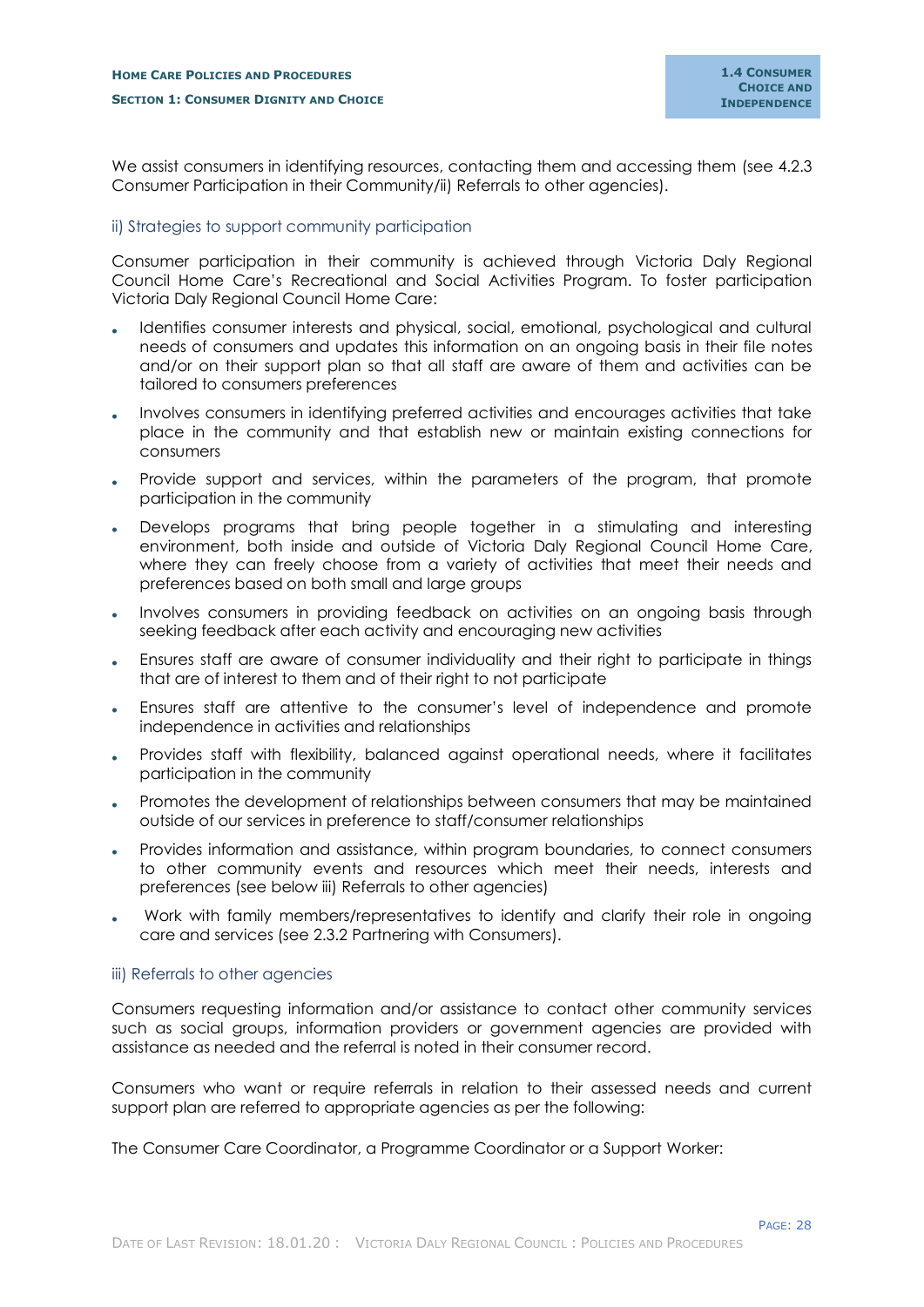We assist consumers in identifying resources, contacting them and accessing them (see 4.2.3 Consumer Participation in their Community/ii) Referrals to other agencies).

### ii) Strategies to support community participation

Consumer participation in their community is achieved through Victoria Daly Regional Council Home Care's Recreational and Social Activities Program. To foster participation Victoria Daly Regional Council Home Care:

- Identifies consumer interests and physical, social, emotional, psychological and cultural needs of consumers and updates this information on an ongoing basis in their file notes and/or on their support plan so that all staff are aware of them and activities can be tailored to consumers preferences
- Involves consumers in identifying preferred activities and encourages activities that take place in the community and that establish new or maintain existing connections for consumers
- Provide support and services, within the parameters of the program, that promote participation in the community
- Develops programs that bring people together in a stimulating and interesting environment, both inside and outside of Victoria Daly Regional Council Home Care, where they can freely choose from a variety of activities that meet their needs and preferences based on both small and large groups
- Involves consumers in providing feedback on activities on an ongoing basis through seeking feedback after each activity and encouraging new activities
- Ensures staff are aware of consumer individuality and their right to participate in things that are of interest to them and of their right to not participate
- Ensures staff are attentive to the consumer's level of independence and promote independence in activities and relationships
- Provides staff with flexibility, balanced against operational needs, where it facilitates participation in the community
- Promotes the development of relationships between consumers that may be maintained outside of our services in preference to staff/consumer relationships
- Provides information and assistance, within program boundaries, to connect consumers to other community events and resources which meet their needs, interests and preferences (see below iii) Referrals to other agencies)
- Work with family members/representatives to identify and clarify their role in ongoing care and services (see 2.3.2 Partnering with Consumers).

### iii) Referrals to other agencies

Consumers requesting information and/or assistance to contact other community services such as social groups, information providers or government agencies are provided with assistance as needed and the referral is noted in their consumer record.

Consumers who want or require referrals in relation to their assessed needs and current support plan are referred to appropriate agencies as per the following:

The Consumer Care Coordinator, a Programme Coordinator or a Support Worker: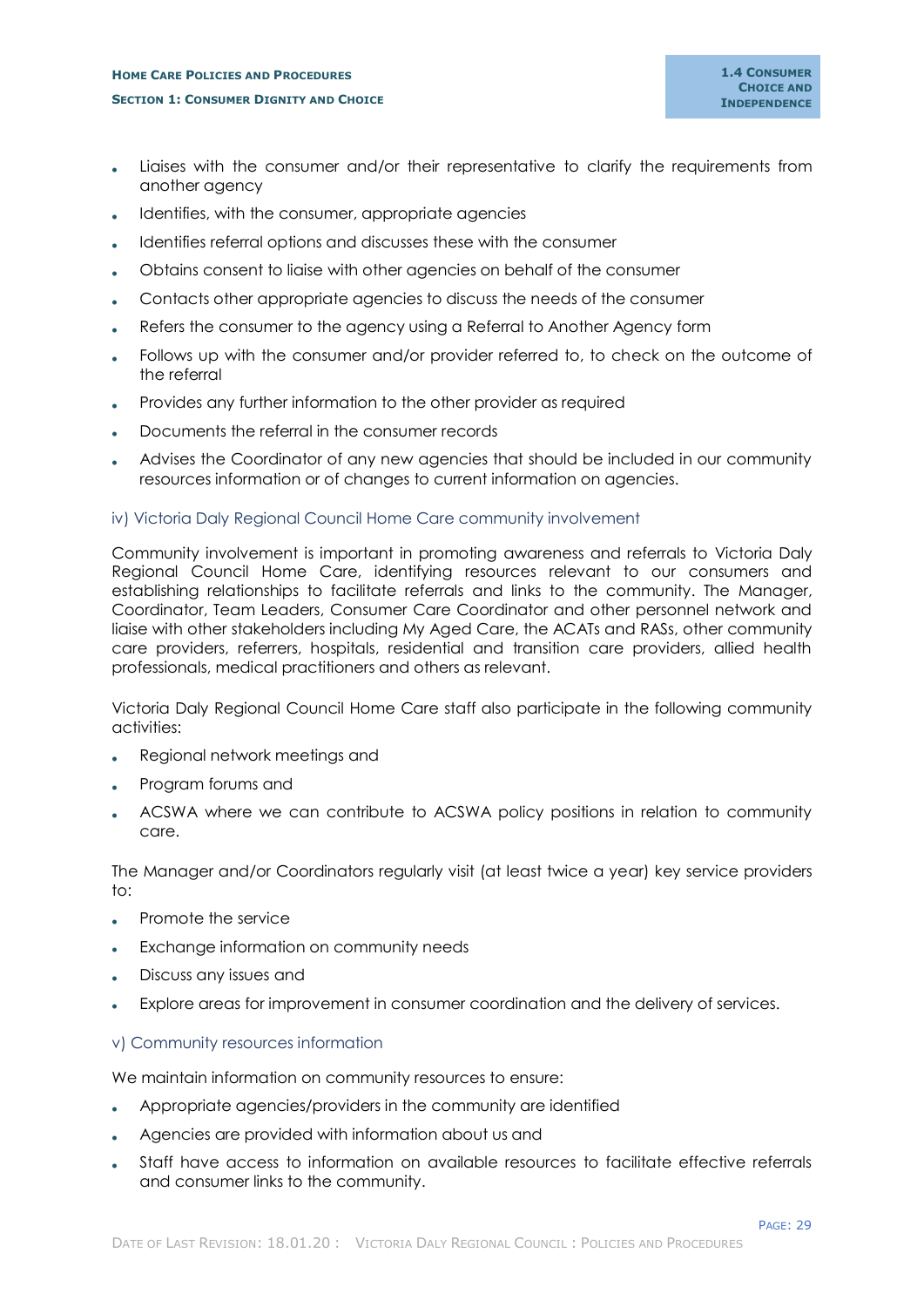- Liaises with the consumer and/or their representative to clarify the requirements from another agency
- Identifies, with the consumer, appropriate agencies
- Identifies referral options and discusses these with the consumer
- Obtains consent to liaise with other agencies on behalf of the consumer
- Contacts other appropriate agencies to discuss the needs of the consumer
- Refers the consumer to the agency using a Referral to Another Agency form
- Follows up with the consumer and/or provider referred to, to check on the outcome of the referral
- Provides any further information to the other provider as required
- Documents the referral in the consumer records
- Advises the Coordinator of any new agencies that should be included in our community resources information or of changes to current information on agencies.

### iv) Victoria Daly Regional Council Home Care community involvement

Community involvement is important in promoting awareness and referrals to Victoria Daly Regional Council Home Care, identifying resources relevant to our consumers and establishing relationships to facilitate referrals and links to the community. The Manager, Coordinator, Team Leaders, Consumer Care Coordinator and other personnel network and liaise with other stakeholders including My Aged Care, the ACATs and RASs, other community care providers, referrers, hospitals, residential and transition care providers, allied health professionals, medical practitioners and others as relevant.

Victoria Daly Regional Council Home Care staff also participate in the following community activities:

- Regional network meetings and
- Program forums and
- ACSWA where we can contribute to ACSWA policy positions in relation to community care.

The Manager and/or Coordinators regularly visit (at least twice a year) key service providers to:

- Promote the service
- Exchange information on community needs
- Discuss any issues and
- Explore areas for improvement in consumer coordination and the delivery of services.

### v) Community resources information

We maintain information on community resources to ensure:

- Appropriate agencies/providers in the community are identified
- Agencies are provided with information about us and
- Staff have access to information on available resources to facilitate effective referrals and consumer links to the community.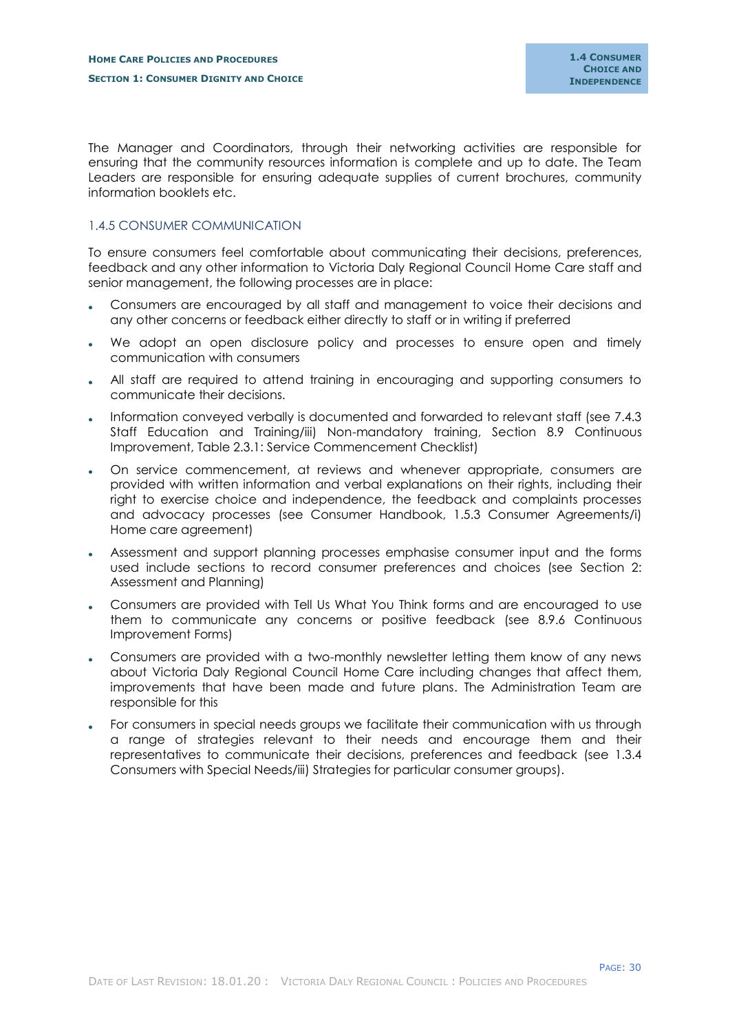The Manager and Coordinators, through their networking activities are responsible for ensuring that the community resources information is complete and up to date. The Team Leaders are responsible for ensuring adequate supplies of current brochures, community information booklets etc.

### 1.4.5 CONSUMER COMMUNICATION

To ensure consumers feel comfortable about communicating their decisions, preferences, feedback and any other information to Victoria Daly Regional Council Home Care staff and senior management, the following processes are in place:

- Consumers are encouraged by all staff and management to voice their decisions and any other concerns or feedback either directly to staff or in writing if preferred
- We adopt an open disclosure policy and processes to ensure open and timely communication with consumers
- All staff are required to attend training in encouraging and supporting consumers to communicate their decisions.
- Information conveyed verbally is documented and forwarded to relevant staff (see 7.4.3 Staff Education and Training/iii) Non-mandatory training, Section 8.9 Continuous Improvement, Table 2.3.1: Service Commencement Checklist)
- On service commencement, at reviews and whenever appropriate, consumers are provided with written information and verbal explanations on their rights, including their right to exercise choice and independence, the feedback and complaints processes and advocacy processes (see Consumer Handbook, 1.5.3 Consumer Agreements/i) Home care agreement)
- Assessment and support planning processes emphasise consumer input and the forms used include sections to record consumer preferences and choices (see Section 2: Assessment and Planning)
- Consumers are provided with Tell Us What You Think forms and are encouraged to use them to communicate any concerns or positive feedback (see 8.9.6 Continuous Improvement Forms)
- Consumers are provided with a two-monthly newsletter letting them know of any news about Victoria Daly Regional Council Home Care including changes that affect them, improvements that have been made and future plans. The Administration Team are responsible for this
- For consumers in special needs groups we facilitate their communication with us through a range of strategies relevant to their needs and encourage them and their representatives to communicate their decisions, preferences and feedback (see 1.3.4 Consumers with Special Needs/iii) Strategies for particular consumer groups).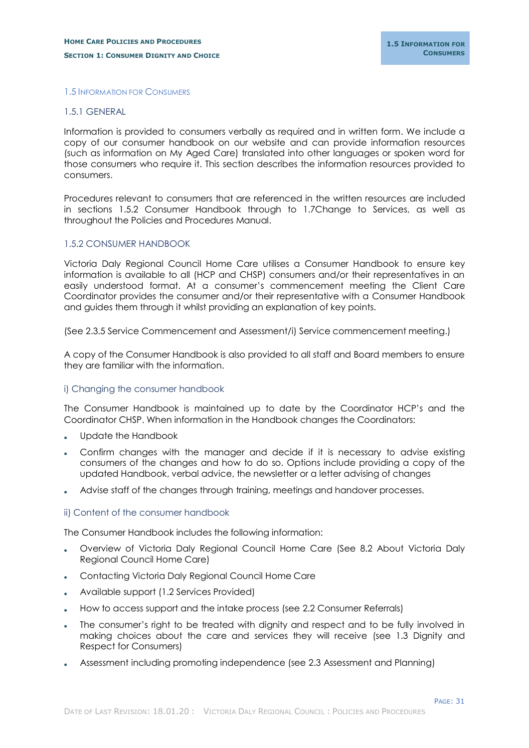## 1.5 Information for Consumers

### 1.5.1 GENERAL

Information is provided to consumers verbally as required and in written form. We include a copy of our consumer handbook on our website and can provide information resources (such as information on My Aged Care) translated into other languages or spoken word for those consumers who require it. This section describes the information resources provided to consumers.

Procedures relevant to consumers that are referenced in the written resources are included in sections 1.5.2 Consumer Handbook through to 1.7Change to Services, as well as throughout the Policies and Procedures Manual.

### 1.5.2 CONSUMER HANDBOOK

Victoria Daly Regional Council Home Care utilises a Consumer Handbook to ensure key information is available to all (HCP and CHSP) consumers and/or their representatives in an easily understood format. At a consumer's commencement meeting the Client Care Coordinator provides the consumer and/or their representative with a Consumer Handbook and guides them through it whilst providing an explanation of key points.

(See 2.3.5 Service Commencement and Assessment/i) Service commencement meeting.)

A copy of the Consumer Handbook is also provided to all staff and Board members to ensure they are familiar with the information.

#### i) Changing the consumer handbook

The Consumer Handbook is maintained up to date by the Coordinator HCP's and the Coordinator CHSP. When information in the Handbook changes the Coordinators:

- Update the Handbook
- Confirm changes with the manager and decide if it is necessary to advise existing consumers of the changes and how to do so. Options include providing a copy of the updated Handbook, verbal advice, the newsletter or a letter advising of changes
- Advise staff of the changes through training, meetings and handover processes.

#### ii) Content of the consumer handbook

The Consumer Handbook includes the following information:

- Overview of Victoria Daly Regional Council Home Care (See 8.2 About Victoria Daly Regional Council Home Care)
- Contacting Victoria Daly Regional Council Home Care
- Available support (1.2 Services Provided)
- How to access support and the intake process (see 2.2 Consumer Referrals)
- The consumer's right to be treated with dignity and respect and to be fully involved in making choices about the care and services they will receive (see 1.3 Dignity and Respect for Consumers)
- Assessment including promoting independence (see 2.3 Assessment and Planning)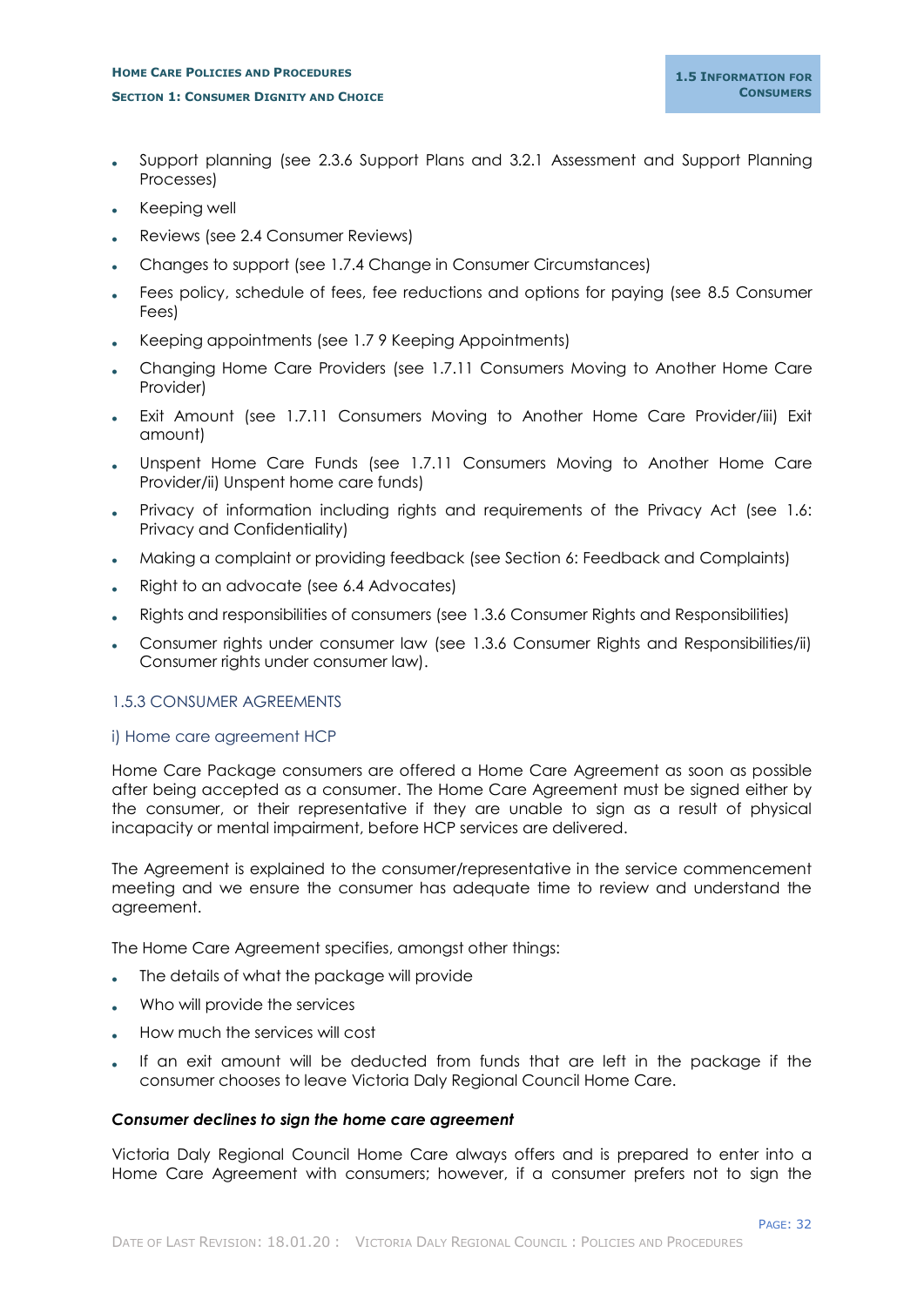- Support planning (see 2.3.6 Support Plans and 3.2.1 Assessment and Support Planning Processes)
- Keeping well
- Reviews (see 2.4 Consumer Reviews)
- Changes to support (see 1.7.4 Change in Consumer Circumstances)
- Fees policy, schedule of fees, fee reductions and options for paying (see 8.5 Consumer Fees)
- Keeping appointments (see 1.7 9 Keeping Appointments)
- Changing Home Care Providers (see 1.7.11 Consumers Moving to Another Home Care Provider)
- Exit Amount (see 1.7.11 Consumers Moving to Another Home Care Provider/iii) Exit amount)
- Unspent Home Care Funds (see 1.7.11 Consumers Moving to Another Home Care Provider/ii) Unspent home care funds)
- Privacy of information including rights and requirements of the Privacy Act (see 1.6: Privacy and Confidentiality)
- Making a complaint or providing feedback (see Section 6: Feedback and Complaints)
- Right to an advocate (see 6.4 Advocates)
- Rights and responsibilities of consumers (see 1.3.6 Consumer Rights and Responsibilities)
- Consumer rights under consumer law (see 1.3.6 Consumer Rights and Responsibilities/ii) Consumer rights under consumer law).

### 1.5.3 CONSUMER AGREEMENTS

#### i) Home care agreement HCP

Home Care Package consumers are offered a Home Care Agreement as soon as possible after being accepted as a consumer. The Home Care Agreement must be signed either by the consumer, or their representative if they are unable to sign as a result of physical incapacity or mental impairment, before HCP services are delivered.

The Agreement is explained to the consumer/representative in the service commencement meeting and we ensure the consumer has adequate time to review and understand the agreement.

The Home Care Agreement specifies, amongst other things:

- The details of what the package will provide
- Who will provide the services
- How much the services will cost
- If an exit amount will be deducted from funds that are left in the package if the consumer chooses to leave Victoria Daly Regional Council Home Care.

***Consumer declines to sign the home care agreement***

Victoria Daly Regional Council Home Care always offers and is prepared to enter into a Home Care Agreement with consumers; however, if a consumer prefers not to sign the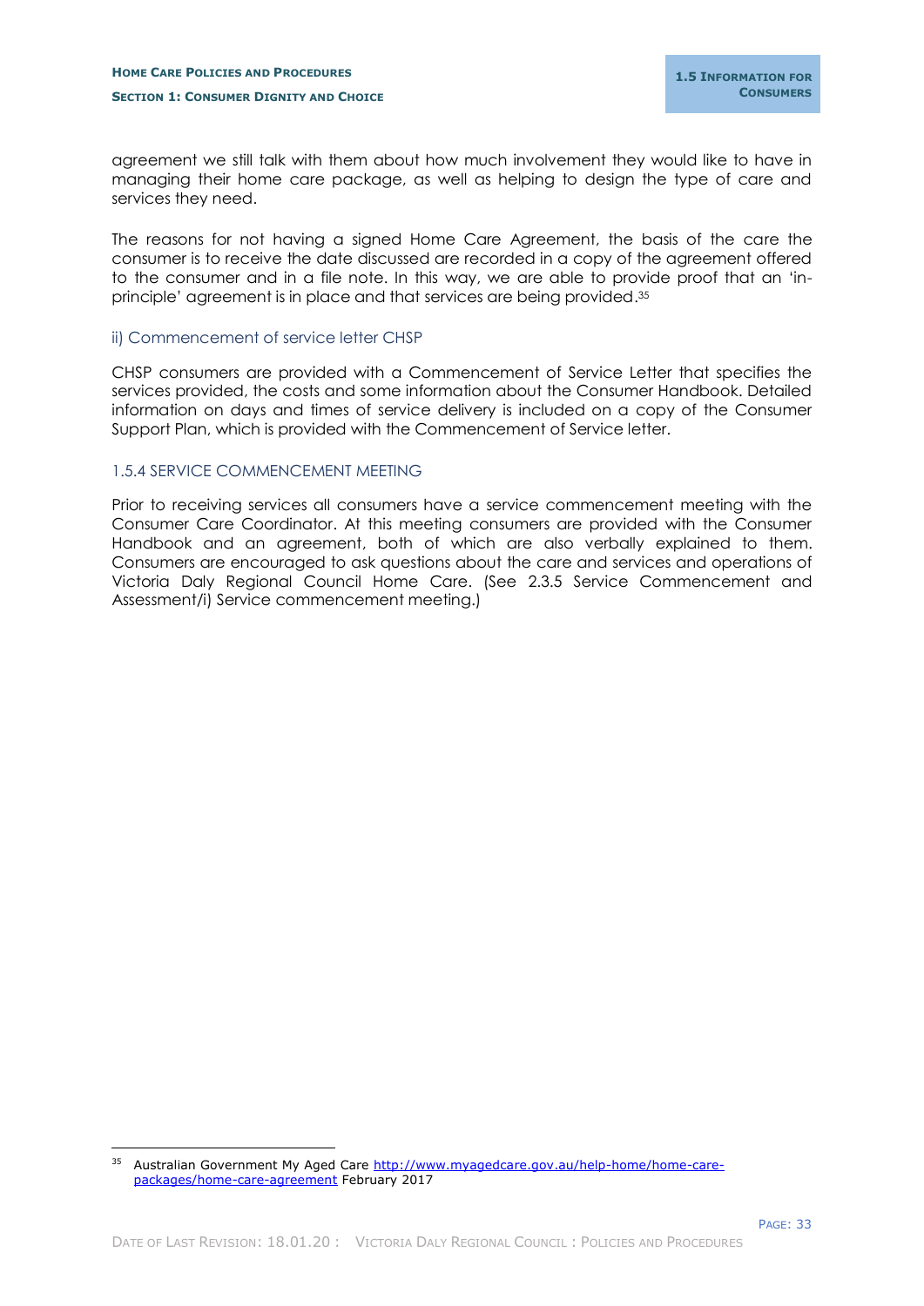agreement we still talk with them about how much involvement they would like to have in managing their home care package, as well as helping to design the type of care and services they need.

The reasons for not having a signed Home Care Agreement, the basis of the care the consumer is to receive the date discussed are recorded in a copy of the agreement offered to the consumer and in a file note. In this way, we are able to provide proof that an 'in-principle' agreement is in place and that services are being provided.[35]

#### ii) Commencement of service letter CHSP

CHSP consumers are provided with a Commencement of Service Letter that specifies the services provided, the costs and some information about the Consumer Handbook. Detailed information on days and times of service delivery is included on a copy of the Consumer Support Plan, which is provided with the Commencement of Service letter.

### 1.5.4 SERVICE COMMENCEMENT MEETING

Prior to receiving services all consumers have a service commencement meeting with the Consumer Care Coordinator. At this meeting consumers are provided with the Consumer Handbook and an agreement, both of which are also verbally explained to them. Consumers are encouraged to ask questions about the care and services and operations of Victoria Daly Regional Council Home Care. (See 2.3.5 Service Commencement and Assessment/i) Service commencement meeting.)

---

[35] Australian Government My Aged Care http://www.myagedcare.gov.au/help-home/home-care-packages/home-care-agreement February 2017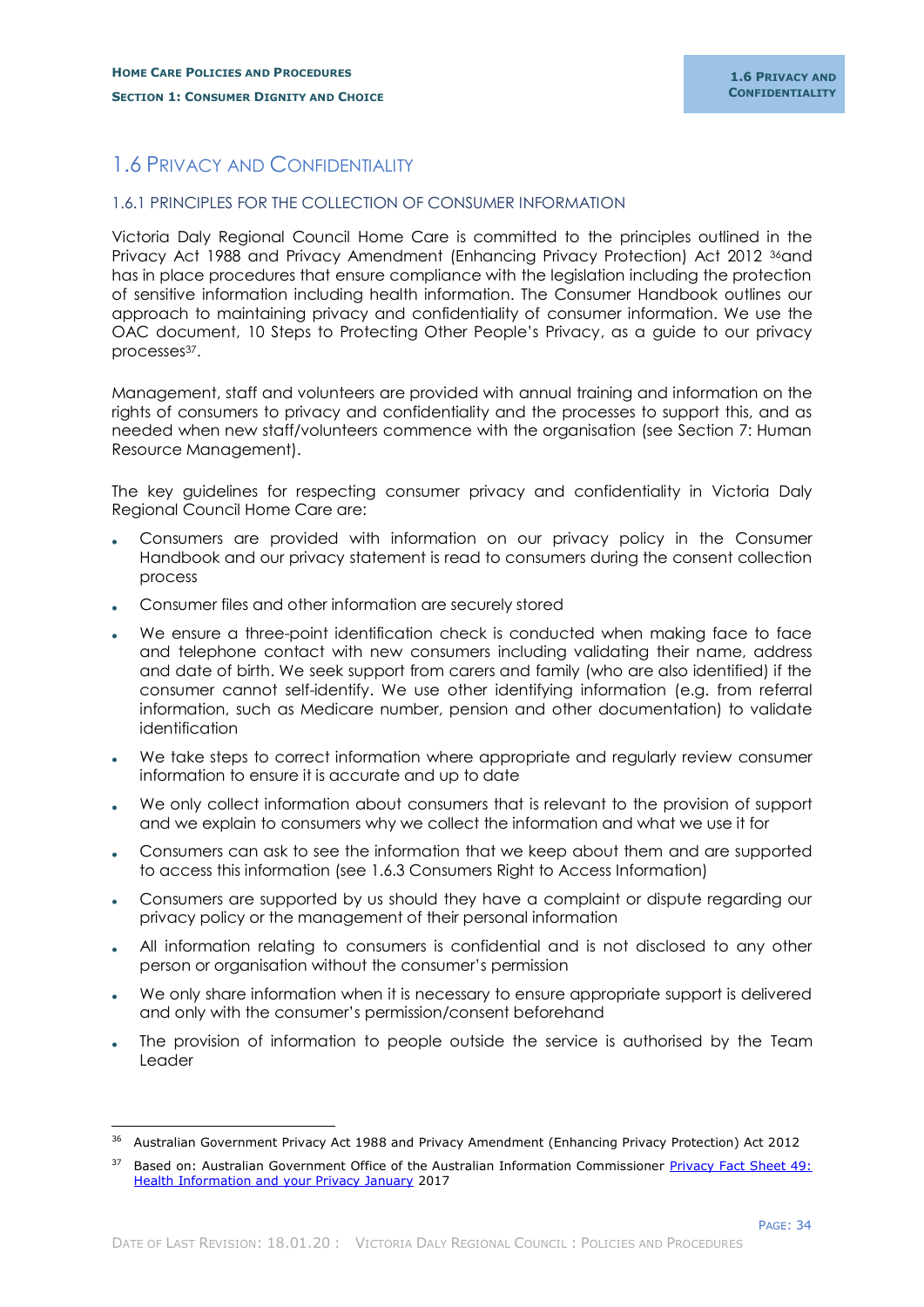# 1.6 Privacy and Confidentiality

## 1.6.1 Principles for the Collection of Consumer Information

Victoria Daly Regional Council Home Care is committed to the principles outlined in the Privacy Act 1988 and Privacy Amendment (Enhancing Privacy Protection) Act 2012 [36] and has in place procedures that ensure compliance with the legislation including the protection of sensitive information including health information. The Consumer Handbook outlines our approach to maintaining privacy and confidentiality of consumer information. We use the OAC document, 10 Steps to Protecting Other People's Privacy, as a guide to our privacy processes[37].

Management, staff and volunteers are provided with annual training and information on the rights of consumers to privacy and confidentiality and the processes to support this, and as needed when new staff/volunteers commence with the organisation (see Section 7: Human Resource Management).

The key guidelines for respecting consumer privacy and confidentiality in Victoria Daly Regional Council Home Care are:

- Consumers are provided with information on our privacy policy in the Consumer Handbook and our privacy statement is read to consumers during the consent collection process
- Consumer files and other information are securely stored
- We ensure a three-point identification check is conducted when making face to face and telephone contact with new consumers including validating their name, address and date of birth. We seek support from carers and family (who are also identified) if the consumer cannot self-identify. We use other identifying information (e.g. from referral information, such as Medicare number, pension and other documentation) to validate identification
- We take steps to correct information where appropriate and regularly review consumer information to ensure it is accurate and up to date
- We only collect information about consumers that is relevant to the provision of support and we explain to consumers why we collect the information and what we use it for
- Consumers can ask to see the information that we keep about them and are supported to access this information (see 1.6.3 Consumers Right to Access Information)
- Consumers are supported by us should they have a complaint or dispute regarding our privacy policy or the management of their personal information
- All information relating to consumers is confidential and is not disclosed to any other person or organisation without the consumer's permission
- We only share information when it is necessary to ensure appropriate support is delivered and only with the consumer's permission/consent beforehand
- The provision of information to people outside the service is authorised by the Team Leader

---

[36] Australian Government Privacy Act 1988 and Privacy Amendment (Enhancing Privacy Protection) Act 2012

[37] Based on: Australian Government Office of the Australian Information Commissioner [Privacy Fact Sheet 49: Health Information and your Privacy January](Privacy Fact Sheet 49: Health Information and your Privacy January) 2017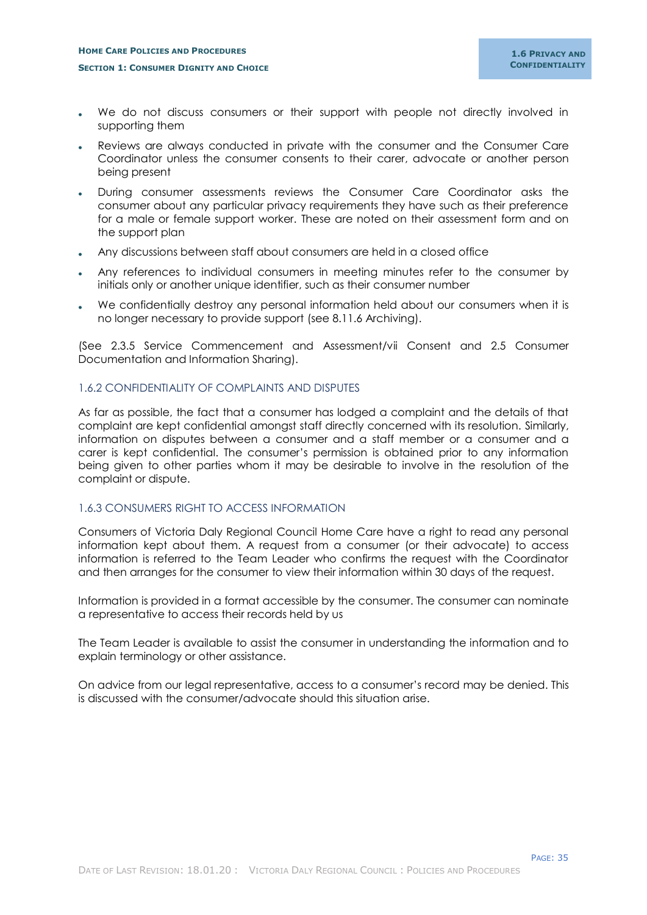- We do not discuss consumers or their support with people not directly involved in supporting them
- Reviews are always conducted in private with the consumer and the Consumer Care Coordinator unless the consumer consents to their carer, advocate or another person being present
- During consumer assessments reviews the Consumer Care Coordinator asks the consumer about any particular privacy requirements they have such as their preference for a male or female support worker. These are noted on their assessment form and on the support plan
- Any discussions between staff about consumers are held in a closed office
- Any references to individual consumers in meeting minutes refer to the consumer by initials only or another unique identifier, such as their consumer number
- We confidentially destroy any personal information held about our consumers when it is no longer necessary to provide support (see 8.11.6 Archiving).

(See 2.3.5 Service Commencement and Assessment/vii Consent and 2.5 Consumer Documentation and Information Sharing).

### 1.6.2 CONFIDENTIALITY OF COMPLAINTS AND DISPUTES

As far as possible, the fact that a consumer has lodged a complaint and the details of that complaint are kept confidential amongst staff directly concerned with its resolution. Similarly, information on disputes between a consumer and a staff member or a consumer and a carer is kept confidential. The consumer's permission is obtained prior to any information being given to other parties whom it may be desirable to involve in the resolution of the complaint or dispute.

### 1.6.3 CONSUMERS RIGHT TO ACCESS INFORMATION

Consumers of Victoria Daly Regional Council Home Care have a right to read any personal information kept about them. A request from a consumer (or their advocate) to access information is referred to the Team Leader who confirms the request with the Coordinator and then arranges for the consumer to view their information within 30 days of the request.

Information is provided in a format accessible by the consumer. The consumer can nominate a representative to access their records held by us

The Team Leader is available to assist the consumer in understanding the information and to explain terminology or other assistance.

On advice from our legal representative, access to a consumer's record may be denied. This is discussed with the consumer/advocate should this situation arise.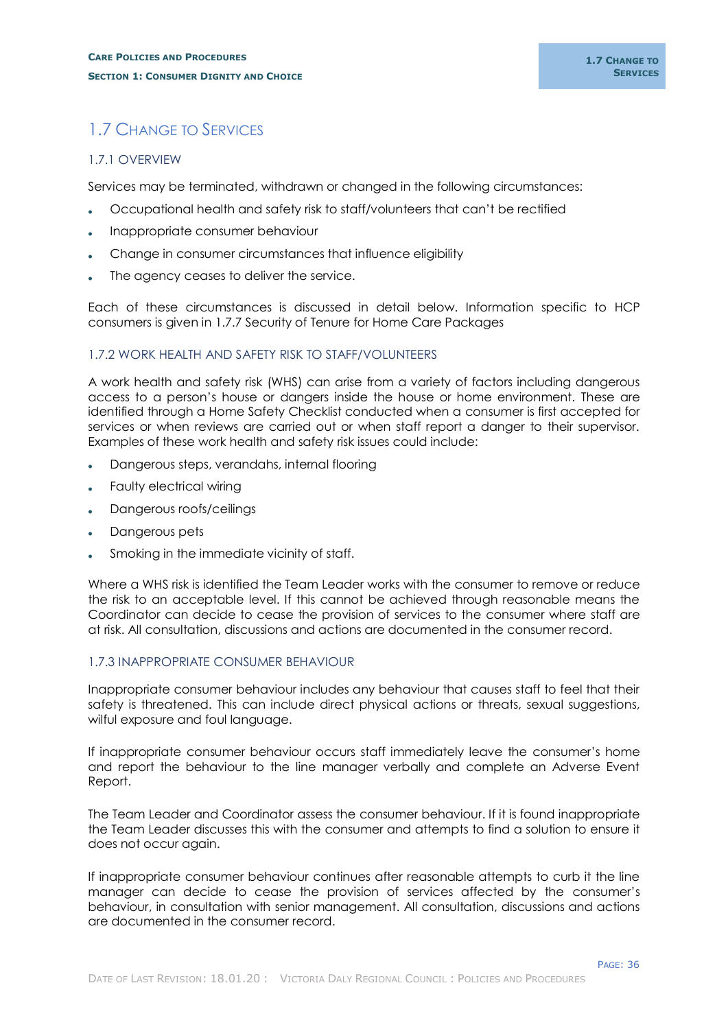## 1.7 Change to Services

### 1.7.1 Overview

Services may be terminated, withdrawn or changed in the following circumstances:

- Occupational health and safety risk to staff/volunteers that can't be rectified
- Inappropriate consumer behaviour
- Change in consumer circumstances that influence eligibility
- The agency ceases to deliver the service.

Each of these circumstances is discussed in detail below. Information specific to HCP consumers is given in 1.7.7 Security of Tenure for Home Care Packages

### 1.7.2 Work Health and Safety Risk to Staff/Volunteers

A work health and safety risk (WHS) can arise from a variety of factors including dangerous access to a person's house or dangers inside the house or home environment. These are identified through a Home Safety Checklist conducted when a consumer is first accepted for services or when reviews are carried out or when staff report a danger to their supervisor. Examples of these work health and safety risk issues could include:

- Dangerous steps, verandahs, internal flooring
- Faulty electrical wiring
- Dangerous roofs/ceilings
- Dangerous pets
- Smoking in the immediate vicinity of staff.

Where a WHS risk is identified the Team Leader works with the consumer to remove or reduce the risk to an acceptable level. If this cannot be achieved through reasonable means the Coordinator can decide to cease the provision of services to the consumer where staff are at risk. All consultation, discussions and actions are documented in the consumer record.

### 1.7.3 Inappropriate Consumer Behaviour

Inappropriate consumer behaviour includes any behaviour that causes staff to feel that their safety is threatened. This can include direct physical actions or threats, sexual suggestions, wilful exposure and foul language.

If inappropriate consumer behaviour occurs staff immediately leave the consumer's home and report the behaviour to the line manager verbally and complete an Adverse Event Report.

The Team Leader and Coordinator assess the consumer behaviour. If it is found inappropriate the Team Leader discusses this with the consumer and attempts to find a solution to ensure it does not occur again.

If inappropriate consumer behaviour continues after reasonable attempts to curb it the line manager can decide to cease the provision of services affected by the consumer's behaviour, in consultation with senior management. All consultation, discussions and actions are documented in the consumer record.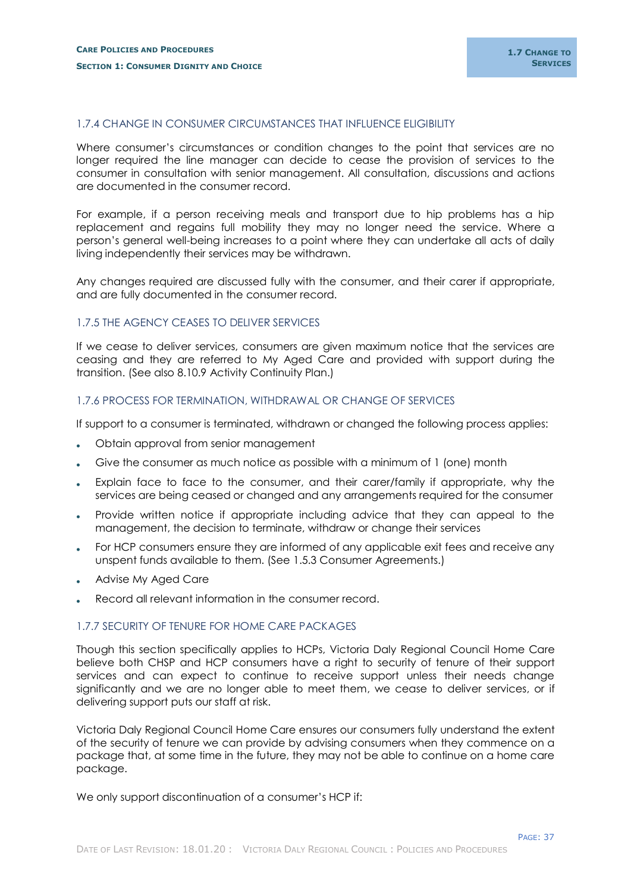### 1.7.4 CHANGE IN CONSUMER CIRCUMSTANCES THAT INFLUENCE ELIGIBILITY

Where consumer's circumstances or condition changes to the point that services are no longer required the line manager can decide to cease the provision of services to the consumer in consultation with senior management. All consultation, discussions and actions are documented in the consumer record.

For example, if a person receiving meals and transport due to hip problems has a hip replacement and regains full mobility they may no longer need the service. Where a person's general well-being increases to a point where they can undertake all acts of daily living independently their services may be withdrawn.

Any changes required are discussed fully with the consumer, and their carer if appropriate, and are fully documented in the consumer record.

### 1.7.5 THE AGENCY CEASES TO DELIVER SERVICES

If we cease to deliver services, consumers are given maximum notice that the services are ceasing and they are referred to My Aged Care and provided with support during the transition. (See also 8.10.9 Activity Continuity Plan.)

### 1.7.6 PROCESS FOR TERMINATION, WITHDRAWAL OR CHANGE OF SERVICES

If support to a consumer is terminated, withdrawn or changed the following process applies:

- Obtain approval from senior management
- Give the consumer as much notice as possible with a minimum of 1 (one) month
- Explain face to face to the consumer, and their carer/family if appropriate, why the services are being ceased or changed and any arrangements required for the consumer
- Provide written notice if appropriate including advice that they can appeal to the management, the decision to terminate, withdraw or change their services
- For HCP consumers ensure they are informed of any applicable exit fees and receive any unspent funds available to them. (See 1.5.3 Consumer Agreements.)
- Advise My Aged Care
- Record all relevant information in the consumer record.

### 1.7.7 SECURITY OF TENURE FOR HOME CARE PACKAGES

Though this section specifically applies to HCPs, Victoria Daly Regional Council Home Care believe both CHSP and HCP consumers have a right to security of tenure of their support services and can expect to continue to receive support unless their needs change significantly and we are no longer able to meet them, we cease to deliver services, or if delivering support puts our staff at risk.

Victoria Daly Regional Council Home Care ensures our consumers fully understand the extent of the security of tenure we can provide by advising consumers when they commence on a package that, at some time in the future, they may not be able to continue on a home care package.

We only support discontinuation of a consumer's HCP if: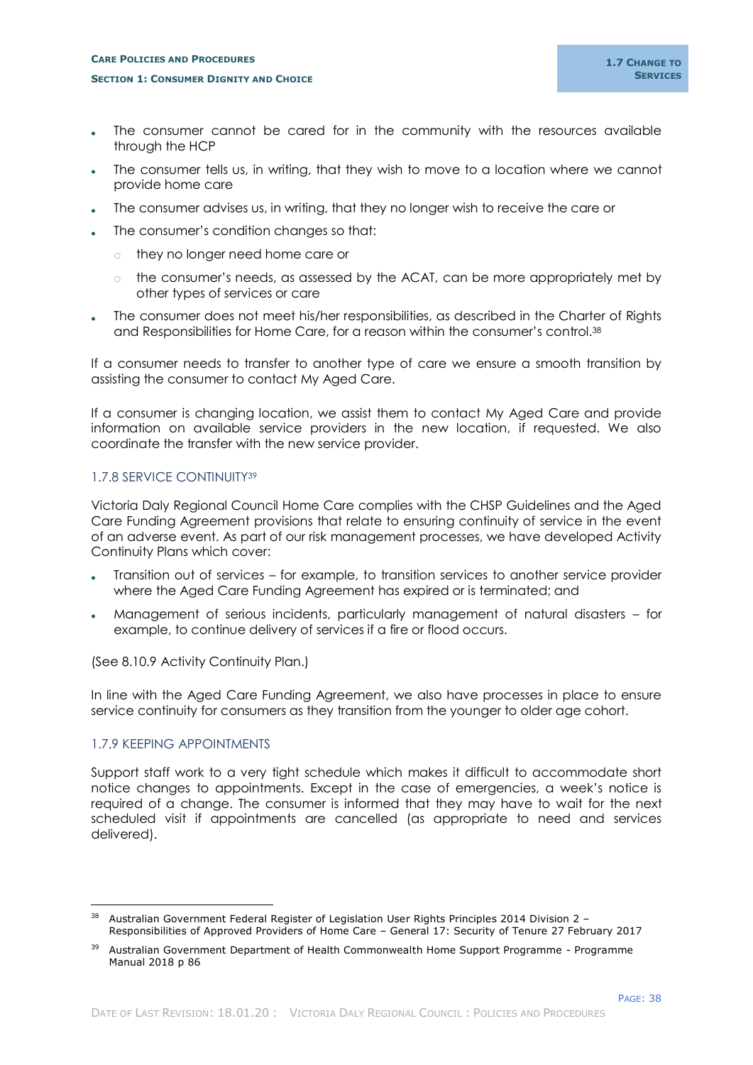- The consumer cannot be cared for in the community with the resources available through the HCP
- The consumer tells us, in writing, that they wish to move to a location where we cannot provide home care
- The consumer advises us, in writing, that they no longer wish to receive the care or
- The consumer's condition changes so that:
  - they no longer need home care or
  - the consumer's needs, as assessed by the ACAT, can be more appropriately met by other types of services or care
- The consumer does not meet his/her responsibilities, as described in the Charter of Rights and Responsibilities for Home Care, for a reason within the consumer's control.[38]

If a consumer needs to transfer to another type of care we ensure a smooth transition by assisting the consumer to contact My Aged Care.

If a consumer is changing location, we assist them to contact My Aged Care and provide information on available service providers in the new location, if requested. We also coordinate the transfer with the new service provider.

### 1.7.8 SERVICE CONTINUITY[39]

Victoria Daly Regional Council Home Care complies with the CHSP Guidelines and the Aged Care Funding Agreement provisions that relate to ensuring continuity of service in the event of an adverse event. As part of our risk management processes, we have developed Activity Continuity Plans which cover:

- Transition out of services – for example, to transition services to another service provider where the Aged Care Funding Agreement has expired or is terminated; and
- Management of serious incidents, particularly management of natural disasters – for example, to continue delivery of services if a fire or flood occurs.

(See 8.10.9 Activity Continuity Plan.)

In line with the Aged Care Funding Agreement, we also have processes in place to ensure service continuity for consumers as they transition from the younger to older age cohort.

### 1.7.9 KEEPING APPOINTMENTS

Support staff work to a very tight schedule which makes it difficult to accommodate short notice changes to appointments. Except in the case of emergencies, a week's notice is required of a change. The consumer is informed that they may have to wait for the next scheduled visit if appointments are cancelled (as appropriate to need and services delivered).

---

[38] Australian Government Federal Register of Legislation User Rights Principles 2014 Division 2 – Responsibilities of Approved Providers of Home Care – General 17: Security of Tenure 27 February 2017

[39] Australian Government Department of Health Commonwealth Home Support Programme - Programme Manual 2018 p 86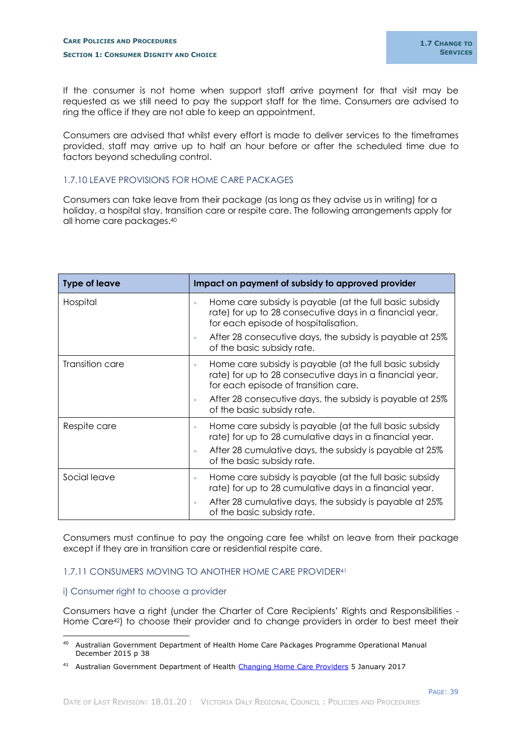If the consumer is not home when support staff arrive payment for that visit may be requested as we still need to pay the support staff for the time. Consumers are advised to ring the office if they are not able to keep an appointment.

Consumers are advised that whilst every effort is made to deliver services to the timeframes provided, staff may arrive up to half an hour before or after the scheduled time due to factors beyond scheduling control.

### 1.7.10 LEAVE PROVISIONS FOR HOME CARE PACKAGES

Consumers can take leave from their package (as long as they advise us in writing) for a holiday, a hospital stay, transition care or respite care. The following arrangements apply for all home care packages.[40]

| Type of leave | Impact on payment of subsidy to approved provider |
|---|---|
| Hospital | • Home care subsidy is payable (at the full basic subsidy rate) for up to 28 consecutive days in a financial year, for each episode of hospitalisation. <br> • After 28 consecutive days, the subsidy is payable at 25% of the basic subsidy rate. |
| Transition care | • Home care subsidy is payable (at the full basic subsidy rate) for up to 28 consecutive days in a financial year, for each episode of transition care. <br> • After 28 consecutive days, the subsidy is payable at 25% of the basic subsidy rate. |
| Respite care | • Home care subsidy is payable (at the full basic subsidy rate) for up to 28 cumulative days in a financial year. <br> • After 28 cumulative days, the subsidy is payable at 25% of the basic subsidy rate. |
| Social leave | • Home care subsidy is payable (at the full basic subsidy rate) for up to 28 cumulative days in a financial year. <br> • After 28 cumulative days, the subsidy is payable at 25% of the basic subsidy rate. |

Consumers must continue to pay the ongoing care fee whilst on leave from their package except if they are in transition care or residential respite care.

### 1.7.11 CONSUMERS MOVING TO ANOTHER HOME CARE PROVIDER[41]

#### i) Consumer right to choose a provider

Consumers have a right (under the Charter of Care Recipients' Rights and Responsibilities - Home Care[42]) to choose their provider and to change providers in order to best meet their

---

[40] Australian Government Department of Health Home Care Packages Programme Operational Manual December 2015 p 38

[41] Australian Government Department of Health [Changing Home Care Providers]() 5 January 2017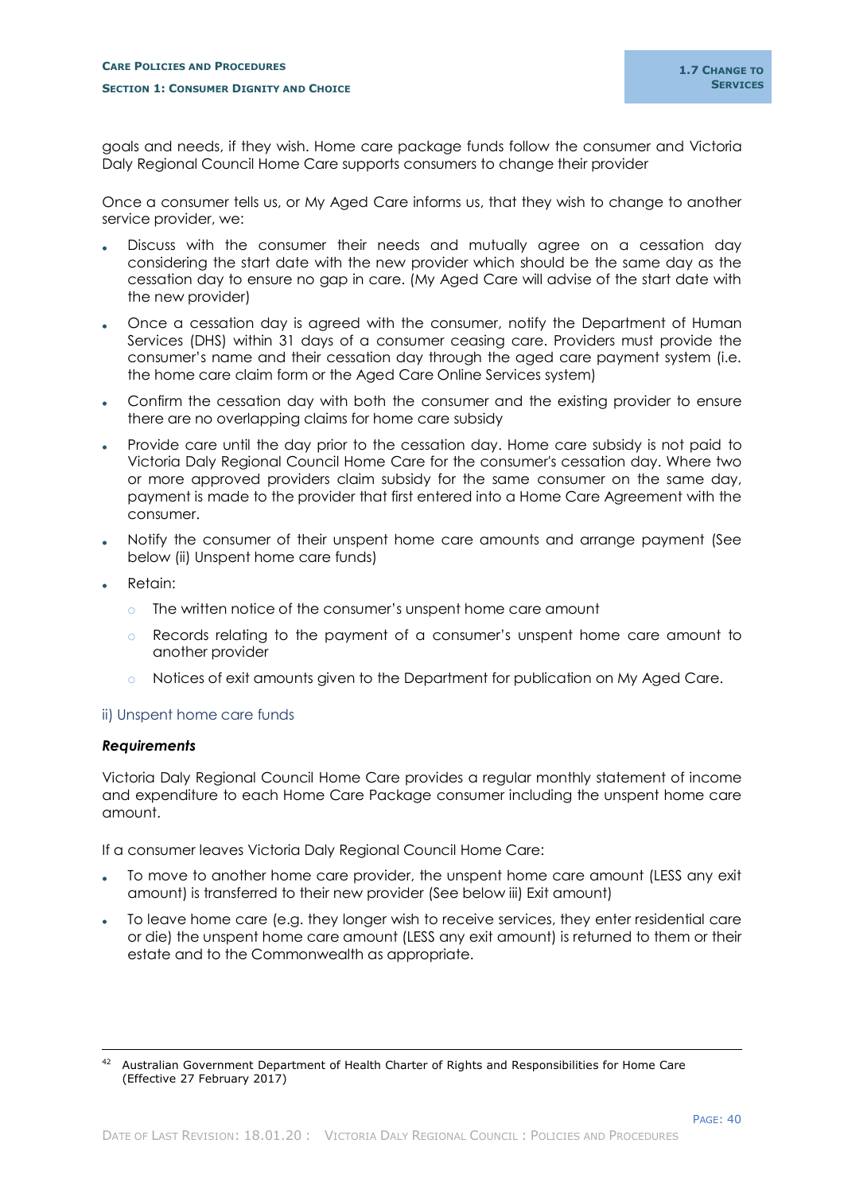goals and needs, if they wish. Home care package funds follow the consumer and Victoria Daly Regional Council Home Care supports consumers to change their provider

Once a consumer tells us, or My Aged Care informs us, that they wish to change to another service provider, we:

- Discuss with the consumer their needs and mutually agree on a cessation day considering the start date with the new provider which should be the same day as the cessation day to ensure no gap in care. (My Aged Care will advise of the start date with the new provider)
- Once a cessation day is agreed with the consumer, notify the Department of Human Services (DHS) within 31 days of a consumer ceasing care. Providers must provide the consumer's name and their cessation day through the aged care payment system (i.e. the home care claim form or the Aged Care Online Services system)
- Confirm the cessation day with both the consumer and the existing provider to ensure there are no overlapping claims for home care subsidy
- Provide care until the day prior to the cessation day. Home care subsidy is not paid to Victoria Daly Regional Council Home Care for the consumer's cessation day. Where two or more approved providers claim subsidy for the same consumer on the same day, payment is made to the provider that first entered into a Home Care Agreement with the consumer.
- Notify the consumer of their unspent home care amounts and arrange payment (See below (ii) Unspent home care funds)
- Retain:
  - The written notice of the consumer's unspent home care amount
  - Records relating to the payment of a consumer's unspent home care amount to another provider
  - Notices of exit amounts given to the Department for publication on My Aged Care.

### ii) Unspent home care funds

***Requirements***

Victoria Daly Regional Council Home Care provides a regular monthly statement of income and expenditure to each Home Care Package consumer including the unspent home care amount.

If a consumer leaves Victoria Daly Regional Council Home Care:

- To move to another home care provider, the unspent home care amount (LESS any exit amount) is transferred to their new provider (See below iii) Exit amount)
- To leave home care (e.g. they longer wish to receive services, they enter residential care or die) the unspent home care amount (LESS any exit amount) is returned to them or their estate and to the Commonwealth as appropriate.

---

[42] Australian Government Department of Health Charter of Rights and Responsibilities for Home Care (Effective 27 February 2017)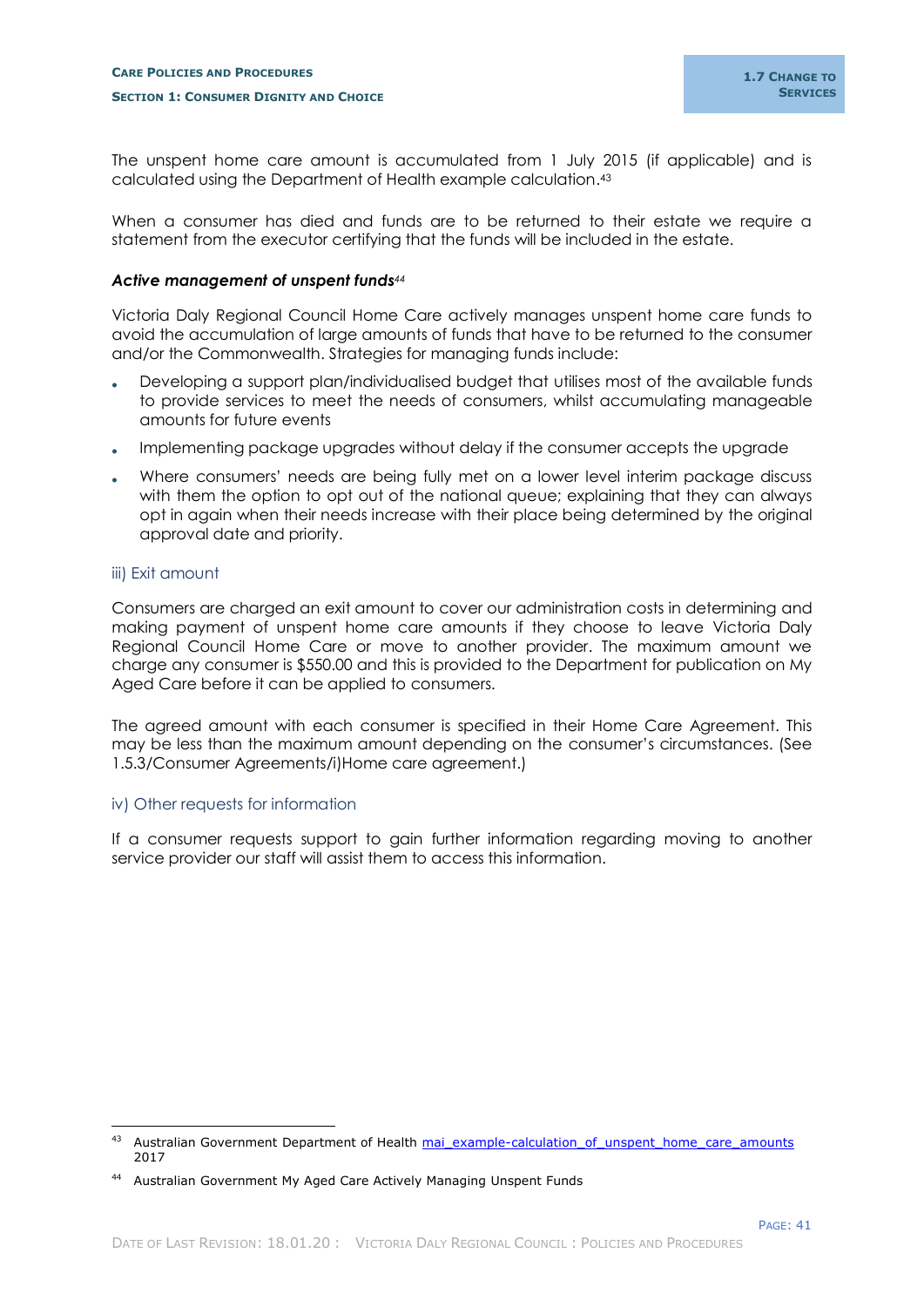The unspent home care amount is accumulated from 1 July 2015 (if applicable) and is calculated using the Department of Health example calculation.[43]

When a consumer has died and funds are to be returned to their estate we require a statement from the executor certifying that the funds will be included in the estate.

***Active management of unspent funds***[44]

Victoria Daly Regional Council Home Care actively manages unspent home care funds to avoid the accumulation of large amounts of funds that have to be returned to the consumer and/or the Commonwealth. Strategies for managing funds include:

- Developing a support plan/individualised budget that utilises most of the available funds to provide services to meet the needs of consumers, whilst accumulating manageable amounts for future events
- Implementing package upgrades without delay if the consumer accepts the upgrade
- Where consumers' needs are being fully met on a lower level interim package discuss with them the option to opt out of the national queue; explaining that they can always opt in again when their needs increase with their place being determined by the original approval date and priority.

#### iii) Exit amount

Consumers are charged an exit amount to cover our administration costs in determining and making payment of unspent home care amounts if they choose to leave Victoria Daly Regional Council Home Care or move to another provider. The maximum amount we charge any consumer is $550.00 and this is provided to the Department for publication on My Aged Care before it can be applied to consumers.

The agreed amount with each consumer is specified in their Home Care Agreement. This may be less than the maximum amount depending on the consumer's circumstances. (See 1.5.3/Consumer Agreements/i)Home care agreement.)

#### iv) Other requests for information

If a consumer requests support to gain further information regarding moving to another service provider our staff will assist them to access this information.

---

[43] Australian Government Department of Health mai_example-calculation_of_unspent_home_care_amounts 2017

[44] Australian Government My Aged Care Actively Managing Unspent Funds